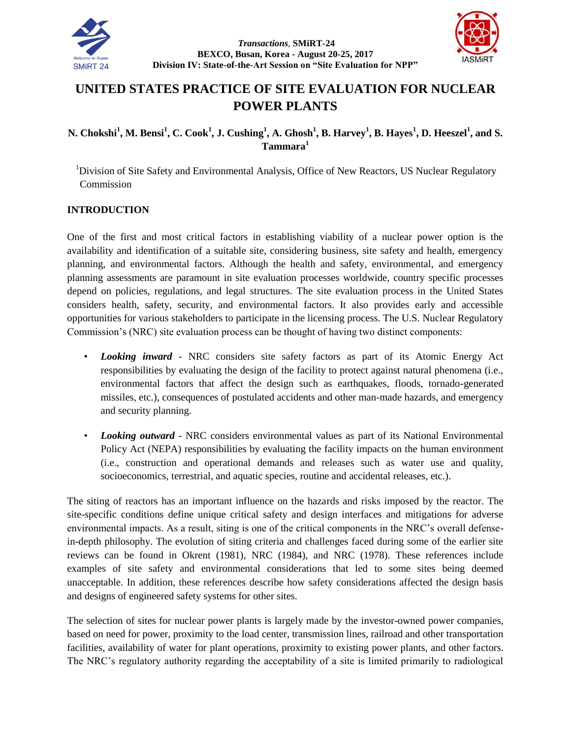# UNITED STATES PRACTICE OF SITE EVALUATION FOR NUCLEAR POWER PLANTS

**N. Chokshi[1], M. Bensi[1], C. Cook[1], J. Cushing[1], A. Ghosh[1], B. Harvey[1], B. Hayes[1], D. Heeszel[1], and S. Tammara[1]**

[1]Division of Site Safety and Environmental Analysis, Office of New Reactors, US Nuclear Regulatory Commission

## INTRODUCTION

One of the first and most critical factors in establishing viability of a nuclear power option is the availability and identification of a suitable site, considering business, site safety and health, emergency planning, and environmental factors. Although the health and safety, environmental, and emergency planning assessments are paramount in site evaluation processes worldwide, country specific processes depend on policies, regulations, and legal structures. The site evaluation process in the United States considers health, safety, security, and environmental factors. It also provides early and accessible opportunities for various stakeholders to participate in the licensing process. The U.S. Nuclear Regulatory Commission's (NRC) site evaluation process can be thought of having two distinct components:

- ***Looking inward*** - NRC considers site safety factors as part of its Atomic Energy Act responsibilities by evaluating the design of the facility to protect against natural phenomena (i.e., environmental factors that affect the design such as earthquakes, floods, tornado-generated missiles, etc.), consequences of postulated accidents and other man-made hazards, and emergency and security planning.
- ***Looking outward*** - NRC considers environmental values as part of its National Environmental Policy Act (NEPA) responsibilities by evaluating the facility impacts on the human environment (i.e., construction and operational demands and releases such as water use and quality, socioeconomics, terrestrial, and aquatic species, routine and accidental releases, etc.).

The siting of reactors has an important influence on the hazards and risks imposed by the reactor. The site-specific conditions define unique critical safety and design interfaces and mitigations for adverse environmental impacts. As a result, siting is one of the critical components in the NRC's overall defense-in-depth philosophy. The evolution of siting criteria and challenges faced during some of the earlier site reviews can be found in Okrent (1981), NRC (1984), and NRC (1978). These references include examples of site safety and environmental considerations that led to some sites being deemed unacceptable. In addition, these references describe how safety considerations affected the design basis and designs of engineered safety systems for other sites.

The selection of sites for nuclear power plants is largely made by the investor-owned power companies, based on need for power, proximity to the load center, transmission lines, railroad and other transportation facilities, availability of water for plant operations, proximity to existing power plants, and other factors. The NRC's regulatory authority regarding the acceptability of a site is limited primarily to radiological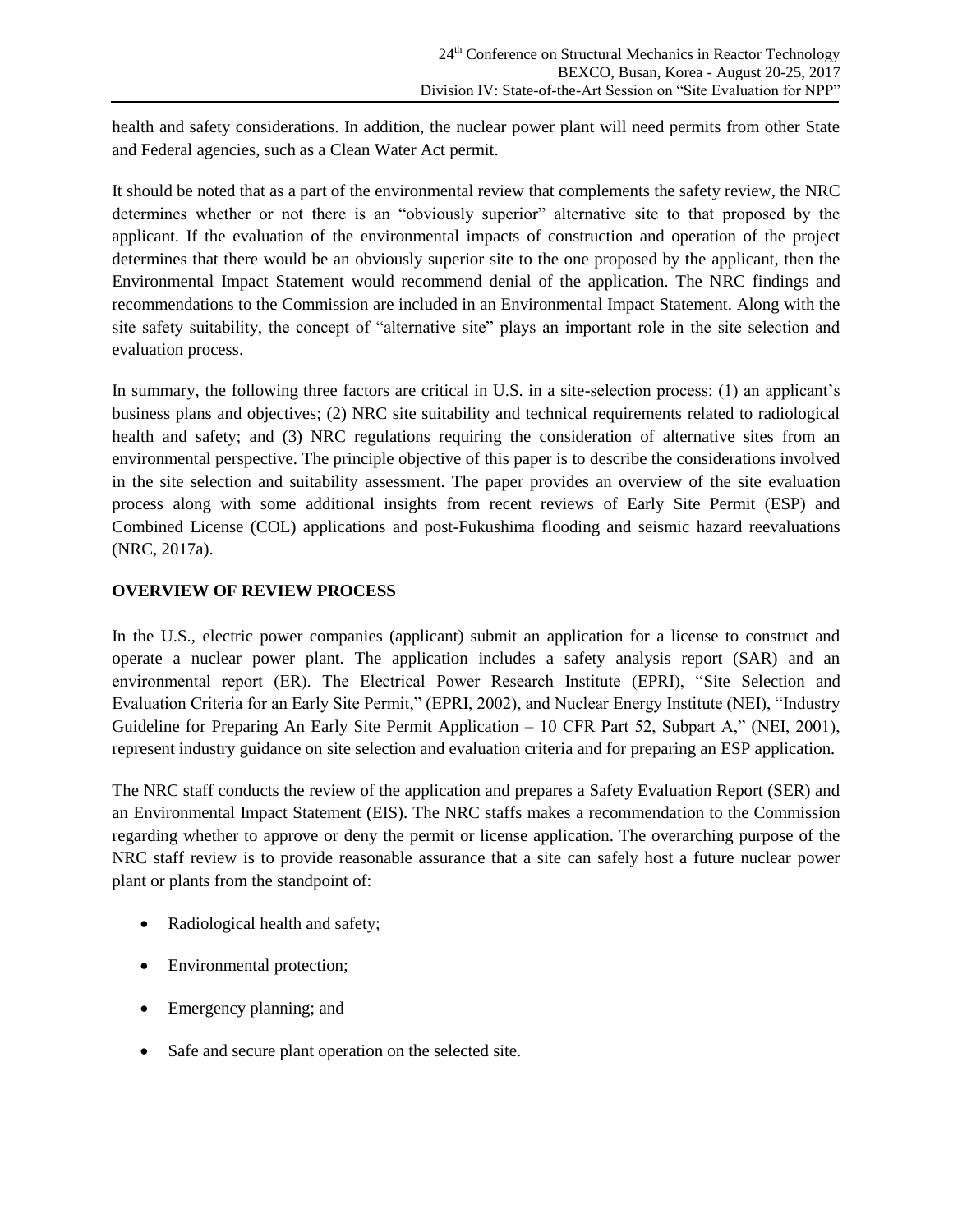health and safety considerations. In addition, the nuclear power plant will need permits from other State and Federal agencies, such as a Clean Water Act permit.

It should be noted that as a part of the environmental review that complements the safety review, the NRC determines whether or not there is an "obviously superior" alternative site to that proposed by the applicant. If the evaluation of the environmental impacts of construction and operation of the project determines that there would be an obviously superior site to the one proposed by the applicant, then the Environmental Impact Statement would recommend denial of the application. The NRC findings and recommendations to the Commission are included in an Environmental Impact Statement. Along with the site safety suitability, the concept of "alternative site" plays an important role in the site selection and evaluation process.

In summary, the following three factors are critical in U.S. in a site-selection process: (1) an applicant's business plans and objectives; (2) NRC site suitability and technical requirements related to radiological health and safety; and (3) NRC regulations requiring the consideration of alternative sites from an environmental perspective. The principle objective of this paper is to describe the considerations involved in the site selection and suitability assessment. The paper provides an overview of the site evaluation process along with some additional insights from recent reviews of Early Site Permit (ESP) and Combined License (COL) applications and post-Fukushima flooding and seismic hazard reevaluations (NRC, 2017a).

## OVERVIEW OF REVIEW PROCESS

In the U.S., electric power companies (applicant) submit an application for a license to construct and operate a nuclear power plant. The application includes a safety analysis report (SAR) and an environmental report (ER). The Electrical Power Research Institute (EPRI), "Site Selection and Evaluation Criteria for an Early Site Permit," (EPRI, 2002), and Nuclear Energy Institute (NEI), "Industry Guideline for Preparing An Early Site Permit Application – 10 CFR Part 52, Subpart A," (NEI, 2001), represent industry guidance on site selection and evaluation criteria and for preparing an ESP application.

The NRC staff conducts the review of the application and prepares a Safety Evaluation Report (SER) and an Environmental Impact Statement (EIS). The NRC staffs makes a recommendation to the Commission regarding whether to approve or deny the permit or license application. The overarching purpose of the NRC staff review is to provide reasonable assurance that a site can safely host a future nuclear power plant or plants from the standpoint of:

- Radiological health and safety;
- Environmental protection;
- Emergency planning; and
- Safe and secure plant operation on the selected site.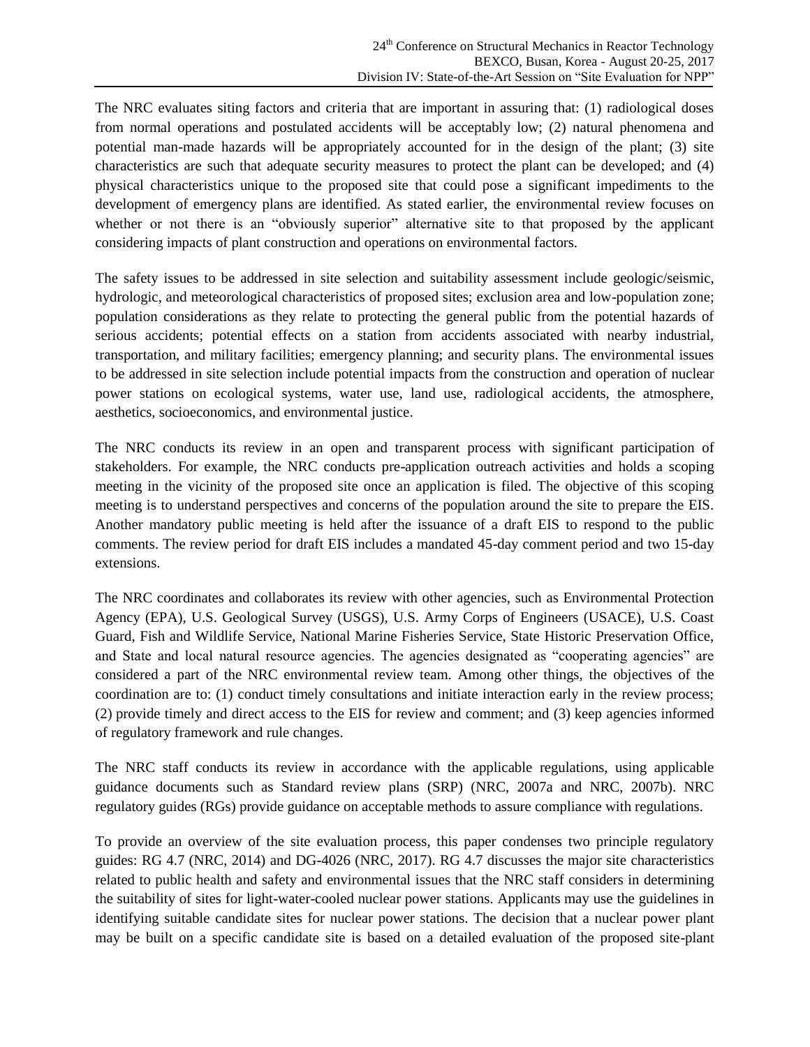The NRC evaluates siting factors and criteria that are important in assuring that: (1) radiological doses from normal operations and postulated accidents will be acceptably low; (2) natural phenomena and potential man-made hazards will be appropriately accounted for in the design of the plant; (3) site characteristics are such that adequate security measures to protect the plant can be developed; and (4) physical characteristics unique to the proposed site that could pose a significant impediments to the development of emergency plans are identified. As stated earlier, the environmental review focuses on whether or not there is an "obviously superior" alternative site to that proposed by the applicant considering impacts of plant construction and operations on environmental factors.

The safety issues to be addressed in site selection and suitability assessment include geologic/seismic, hydrologic, and meteorological characteristics of proposed sites; exclusion area and low-population zone; population considerations as they relate to protecting the general public from the potential hazards of serious accidents; potential effects on a station from accidents associated with nearby industrial, transportation, and military facilities; emergency planning; and security plans. The environmental issues to be addressed in site selection include potential impacts from the construction and operation of nuclear power stations on ecological systems, water use, land use, radiological accidents, the atmosphere, aesthetics, socioeconomics, and environmental justice.

The NRC conducts its review in an open and transparent process with significant participation of stakeholders. For example, the NRC conducts pre-application outreach activities and holds a scoping meeting in the vicinity of the proposed site once an application is filed. The objective of this scoping meeting is to understand perspectives and concerns of the population around the site to prepare the EIS. Another mandatory public meeting is held after the issuance of a draft EIS to respond to the public comments. The review period for draft EIS includes a mandated 45-day comment period and two 15-day extensions.

The NRC coordinates and collaborates its review with other agencies, such as Environmental Protection Agency (EPA), U.S. Geological Survey (USGS), U.S. Army Corps of Engineers (USACE), U.S. Coast Guard, Fish and Wildlife Service, National Marine Fisheries Service, State Historic Preservation Office, and State and local natural resource agencies. The agencies designated as "cooperating agencies" are considered a part of the NRC environmental review team. Among other things, the objectives of the coordination are to: (1) conduct timely consultations and initiate interaction early in the review process; (2) provide timely and direct access to the EIS for review and comment; and (3) keep agencies informed of regulatory framework and rule changes.

The NRC staff conducts its review in accordance with the applicable regulations, using applicable guidance documents such as Standard review plans (SRP) (NRC, 2007a and NRC, 2007b). NRC regulatory guides (RGs) provide guidance on acceptable methods to assure compliance with regulations.

To provide an overview of the site evaluation process, this paper condenses two principle regulatory guides: RG 4.7 (NRC, 2014) and DG-4026 (NRC, 2017). RG 4.7 discusses the major site characteristics related to public health and safety and environmental issues that the NRC staff considers in determining the suitability of sites for light-water-cooled nuclear power stations. Applicants may use the guidelines in identifying suitable candidate sites for nuclear power stations. The decision that a nuclear power plant may be built on a specific candidate site is based on a detailed evaluation of the proposed site-plant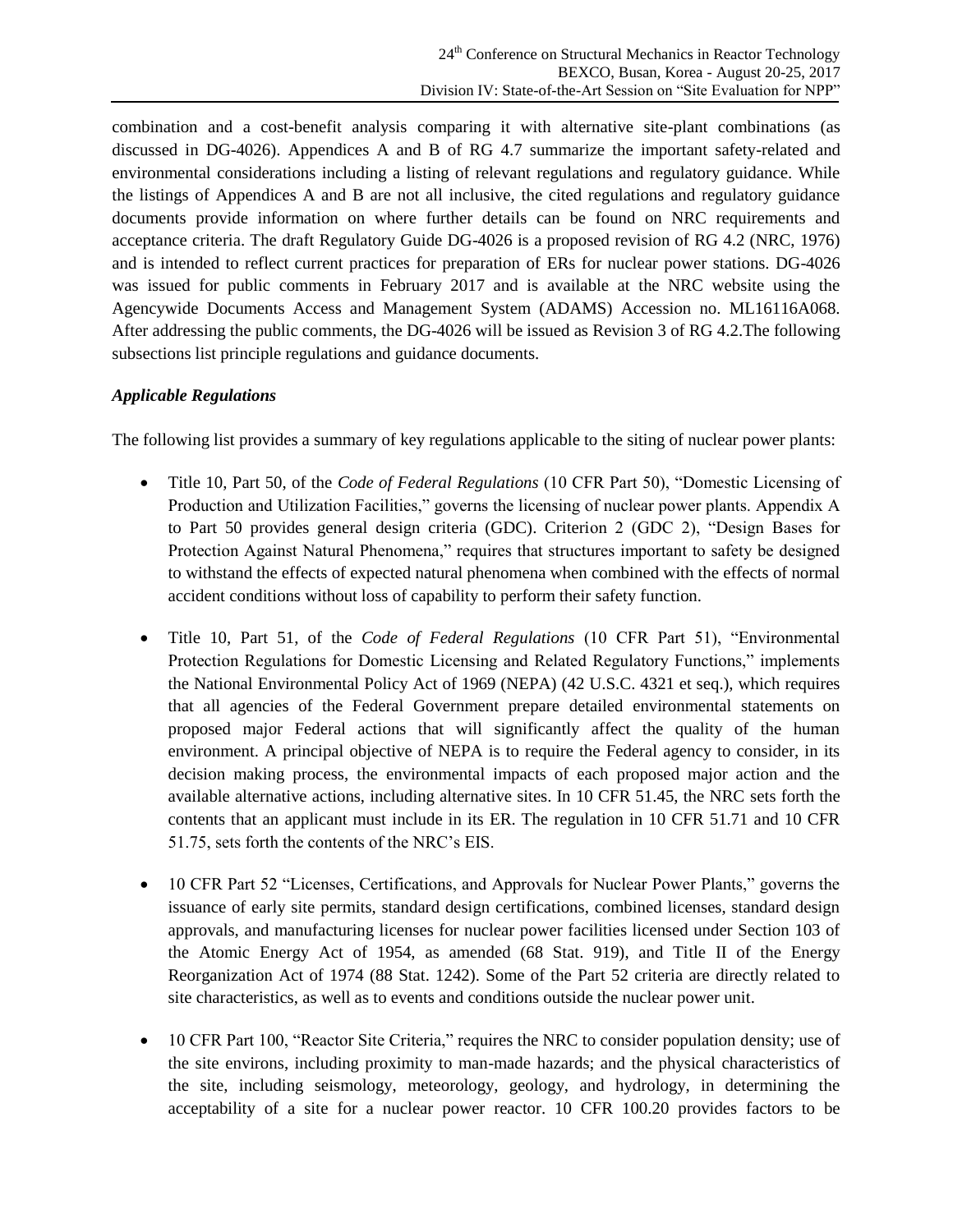combination and a cost-benefit analysis comparing it with alternative site-plant combinations (as discussed in DG-4026). Appendices A and B of RG 4.7 summarize the important safety-related and environmental considerations including a listing of relevant regulations and regulatory guidance. While the listings of Appendices A and B are not all inclusive, the cited regulations and regulatory guidance documents provide information on where further details can be found on NRC requirements and acceptance criteria. The draft Regulatory Guide DG-4026 is a proposed revision of RG 4.2 (NRC, 1976) and is intended to reflect current practices for preparation of ERs for nuclear power stations. DG-4026 was issued for public comments in February 2017 and is available at the NRC website using the Agencywide Documents Access and Management System (ADAMS) Accession no. ML16116A068. After addressing the public comments, the DG-4026 will be issued as Revision 3 of RG 4.2.The following subsections list principle regulations and guidance documents.

### *Applicable Regulations*

The following list provides a summary of key regulations applicable to the siting of nuclear power plants:

- Title 10, Part 50, of the *Code of Federal Regulations* (10 CFR Part 50), "Domestic Licensing of Production and Utilization Facilities," governs the licensing of nuclear power plants. Appendix A to Part 50 provides general design criteria (GDC). Criterion 2 (GDC 2), "Design Bases for Protection Against Natural Phenomena," requires that structures important to safety be designed to withstand the effects of expected natural phenomena when combined with the effects of normal accident conditions without loss of capability to perform their safety function.

- Title 10, Part 51, of the *Code of Federal Regulations* (10 CFR Part 51), "Environmental Protection Regulations for Domestic Licensing and Related Regulatory Functions," implements the National Environmental Policy Act of 1969 (NEPA) (42 U.S.C. 4321 et seq.), which requires that all agencies of the Federal Government prepare detailed environmental statements on proposed major Federal actions that will significantly affect the quality of the human environment. A principal objective of NEPA is to require the Federal agency to consider, in its decision making process, the environmental impacts of each proposed major action and the available alternative actions, including alternative sites. In 10 CFR 51.45, the NRC sets forth the contents that an applicant must include in its ER. The regulation in 10 CFR 51.71 and 10 CFR 51.75, sets forth the contents of the NRC's EIS.

- 10 CFR Part 52 "Licenses, Certifications, and Approvals for Nuclear Power Plants," governs the issuance of early site permits, standard design certifications, combined licenses, standard design approvals, and manufacturing licenses for nuclear power facilities licensed under Section 103 of the Atomic Energy Act of 1954, as amended (68 Stat. 919), and Title II of the Energy Reorganization Act of 1974 (88 Stat. 1242). Some of the Part 52 criteria are directly related to site characteristics, as well as to events and conditions outside the nuclear power unit.

- 10 CFR Part 100, "Reactor Site Criteria," requires the NRC to consider population density; use of the site environs, including proximity to man-made hazards; and the physical characteristics of the site, including seismology, meteorology, geology, and hydrology, in determining the acceptability of a site for a nuclear power reactor. 10 CFR 100.20 provides factors to be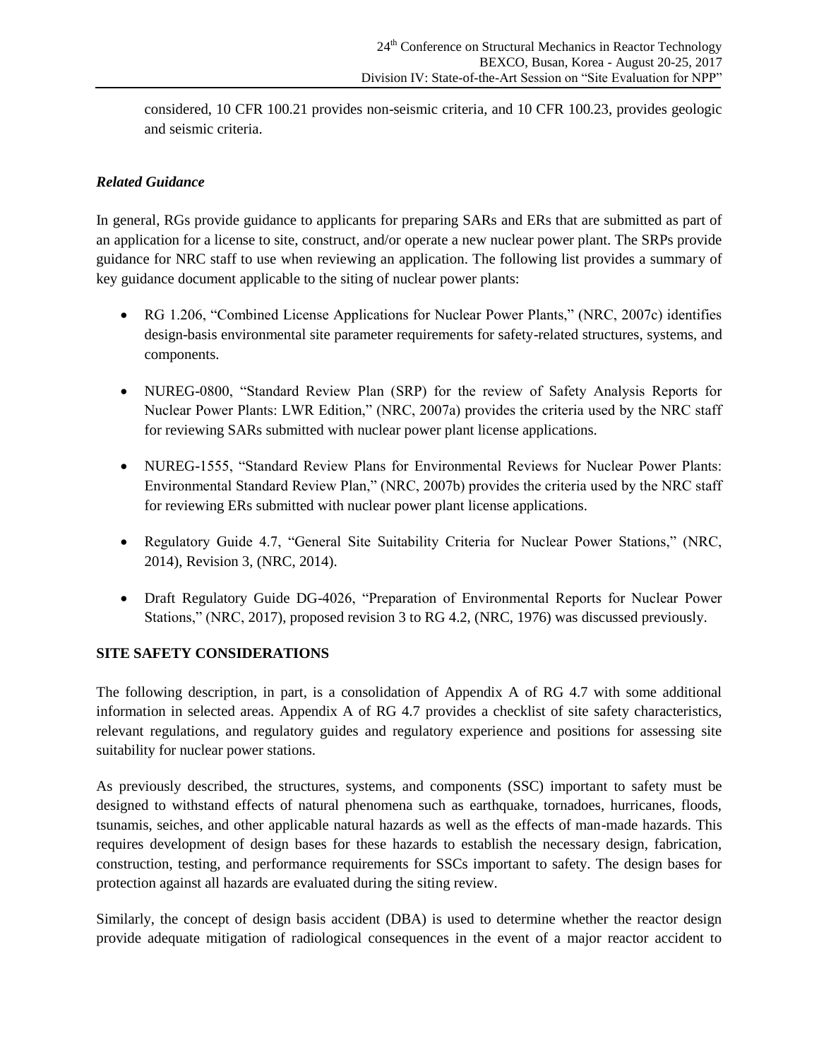considered, 10 CFR 100.21 provides non-seismic criteria, and 10 CFR 100.23, provides geologic and seismic criteria.

### *Related Guidance*

In general, RGs provide guidance to applicants for preparing SARs and ERs that are submitted as part of an application for a license to site, construct, and/or operate a new nuclear power plant. The SRPs provide guidance for NRC staff to use when reviewing an application. The following list provides a summary of key guidance document applicable to the siting of nuclear power plants:

- RG 1.206, "Combined License Applications for Nuclear Power Plants," (NRC, 2007c) identifies design-basis environmental site parameter requirements for safety-related structures, systems, and components.
- NUREG-0800, "Standard Review Plan (SRP) for the review of Safety Analysis Reports for Nuclear Power Plants: LWR Edition," (NRC, 2007a) provides the criteria used by the NRC staff for reviewing SARs submitted with nuclear power plant license applications.
- NUREG-1555, "Standard Review Plans for Environmental Reviews for Nuclear Power Plants: Environmental Standard Review Plan," (NRC, 2007b) provides the criteria used by the NRC staff for reviewing ERs submitted with nuclear power plant license applications.
- Regulatory Guide 4.7, "General Site Suitability Criteria for Nuclear Power Stations," (NRC, 2014), Revision 3, (NRC, 2014).
- Draft Regulatory Guide DG-4026, "Preparation of Environmental Reports for Nuclear Power Stations," (NRC, 2017), proposed revision 3 to RG 4.2, (NRC, 1976) was discussed previously.

## SITE SAFETY CONSIDERATIONS

The following description, in part, is a consolidation of Appendix A of RG 4.7 with some additional information in selected areas. Appendix A of RG 4.7 provides a checklist of site safety characteristics, relevant regulations, and regulatory guides and regulatory experience and positions for assessing site suitability for nuclear power stations.

As previously described, the structures, systems, and components (SSC) important to safety must be designed to withstand effects of natural phenomena such as earthquake, tornadoes, hurricanes, floods, tsunamis, seiches, and other applicable natural hazards as well as the effects of man-made hazards. This requires development of design bases for these hazards to establish the necessary design, fabrication, construction, testing, and performance requirements for SSCs important to safety. The design bases for protection against all hazards are evaluated during the siting review.

Similarly, the concept of design basis accident (DBA) is used to determine whether the reactor design provide adequate mitigation of radiological consequences in the event of a major reactor accident to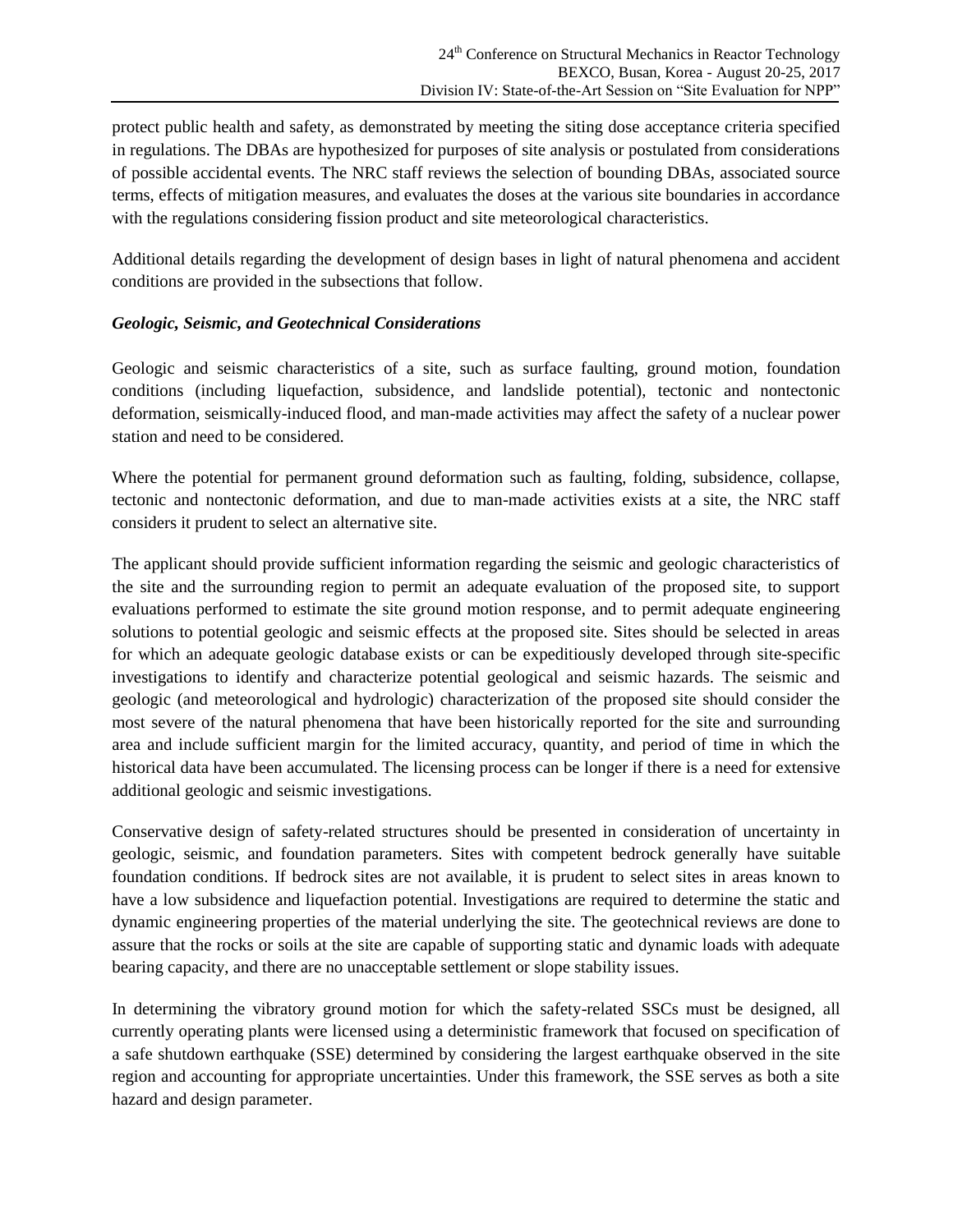protect public health and safety, as demonstrated by meeting the siting dose acceptance criteria specified in regulations. The DBAs are hypothesized for purposes of site analysis or postulated from considerations of possible accidental events. The NRC staff reviews the selection of bounding DBAs, associated source terms, effects of mitigation measures, and evaluates the doses at the various site boundaries in accordance with the regulations considering fission product and site meteorological characteristics.

Additional details regarding the development of design bases in light of natural phenomena and accident conditions are provided in the subsections that follow.

### *Geologic, Seismic, and Geotechnical Considerations*

Geologic and seismic characteristics of a site, such as surface faulting, ground motion, foundation conditions (including liquefaction, subsidence, and landslide potential), tectonic and nontectonic deformation, seismically-induced flood, and man-made activities may affect the safety of a nuclear power station and need to be considered.

Where the potential for permanent ground deformation such as faulting, folding, subsidence, collapse, tectonic and nontectonic deformation, and due to man-made activities exists at a site, the NRC staff considers it prudent to select an alternative site.

The applicant should provide sufficient information regarding the seismic and geologic characteristics of the site and the surrounding region to permit an adequate evaluation of the proposed site, to support evaluations performed to estimate the site ground motion response, and to permit adequate engineering solutions to potential geologic and seismic effects at the proposed site. Sites should be selected in areas for which an adequate geologic database exists or can be expeditiously developed through site-specific investigations to identify and characterize potential geological and seismic hazards. The seismic and geologic (and meteorological and hydrologic) characterization of the proposed site should consider the most severe of the natural phenomena that have been historically reported for the site and surrounding area and include sufficient margin for the limited accuracy, quantity, and period of time in which the historical data have been accumulated. The licensing process can be longer if there is a need for extensive additional geologic and seismic investigations.

Conservative design of safety-related structures should be presented in consideration of uncertainty in geologic, seismic, and foundation parameters. Sites with competent bedrock generally have suitable foundation conditions. If bedrock sites are not available, it is prudent to select sites in areas known to have a low subsidence and liquefaction potential. Investigations are required to determine the static and dynamic engineering properties of the material underlying the site. The geotechnical reviews are done to assure that the rocks or soils at the site are capable of supporting static and dynamic loads with adequate bearing capacity, and there are no unacceptable settlement or slope stability issues.

In determining the vibratory ground motion for which the safety-related SSCs must be designed, all currently operating plants were licensed using a deterministic framework that focused on specification of a safe shutdown earthquake (SSE) determined by considering the largest earthquake observed in the site region and accounting for appropriate uncertainties. Under this framework, the SSE serves as both a site hazard and design parameter.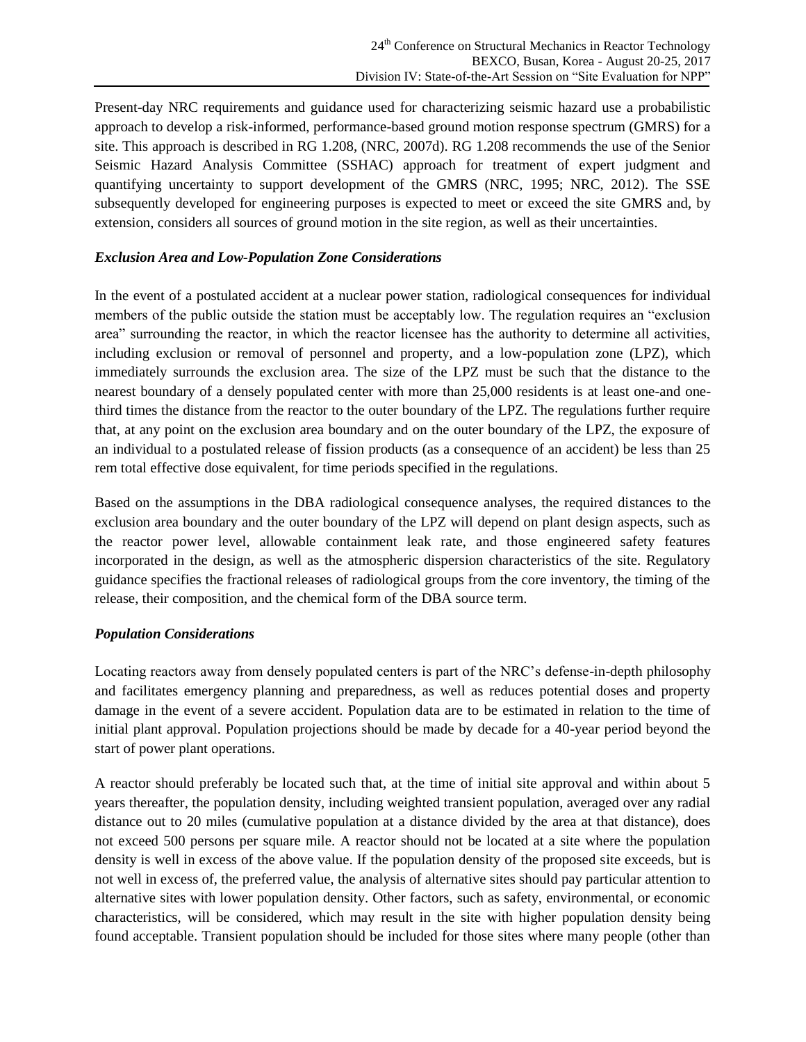Present-day NRC requirements and guidance used for characterizing seismic hazard use a probabilistic approach to develop a risk-informed, performance-based ground motion response spectrum (GMRS) for a site. This approach is described in RG 1.208, (NRC, 2007d). RG 1.208 recommends the use of the Senior Seismic Hazard Analysis Committee (SSHAC) approach for treatment of expert judgment and quantifying uncertainty to support development of the GMRS (NRC, 1995; NRC, 2012). The SSE subsequently developed for engineering purposes is expected to meet or exceed the site GMRS and, by extension, considers all sources of ground motion in the site region, as well as their uncertainties.

### *Exclusion Area and Low-Population Zone Considerations*

In the event of a postulated accident at a nuclear power station, radiological consequences for individual members of the public outside the station must be acceptably low. The regulation requires an "exclusion area" surrounding the reactor, in which the reactor licensee has the authority to determine all activities, including exclusion or removal of personnel and property, and a low-population zone (LPZ), which immediately surrounds the exclusion area. The size of the LPZ must be such that the distance to the nearest boundary of a densely populated center with more than 25,000 residents is at least one-and one-third times the distance from the reactor to the outer boundary of the LPZ. The regulations further require that, at any point on the exclusion area boundary and on the outer boundary of the LPZ, the exposure of an individual to a postulated release of fission products (as a consequence of an accident) be less than 25 rem total effective dose equivalent, for time periods specified in the regulations.

Based on the assumptions in the DBA radiological consequence analyses, the required distances to the exclusion area boundary and the outer boundary of the LPZ will depend on plant design aspects, such as the reactor power level, allowable containment leak rate, and those engineered safety features incorporated in the design, as well as the atmospheric dispersion characteristics of the site. Regulatory guidance specifies the fractional releases of radiological groups from the core inventory, the timing of the release, their composition, and the chemical form of the DBA source term.

### *Population Considerations*

Locating reactors away from densely populated centers is part of the NRC's defense-in-depth philosophy and facilitates emergency planning and preparedness, as well as reduces potential doses and property damage in the event of a severe accident. Population data are to be estimated in relation to the time of initial plant approval. Population projections should be made by decade for a 40-year period beyond the start of power plant operations.

A reactor should preferably be located such that, at the time of initial site approval and within about 5 years thereafter, the population density, including weighted transient population, averaged over any radial distance out to 20 miles (cumulative population at a distance divided by the area at that distance), does not exceed 500 persons per square mile. A reactor should not be located at a site where the population density is well in excess of the above value. If the population density of the proposed site exceeds, but is not well in excess of, the preferred value, the analysis of alternative sites should pay particular attention to alternative sites with lower population density. Other factors, such as safety, environmental, or economic characteristics, will be considered, which may result in the site with higher population density being found acceptable. Transient population should be included for those sites where many people (other than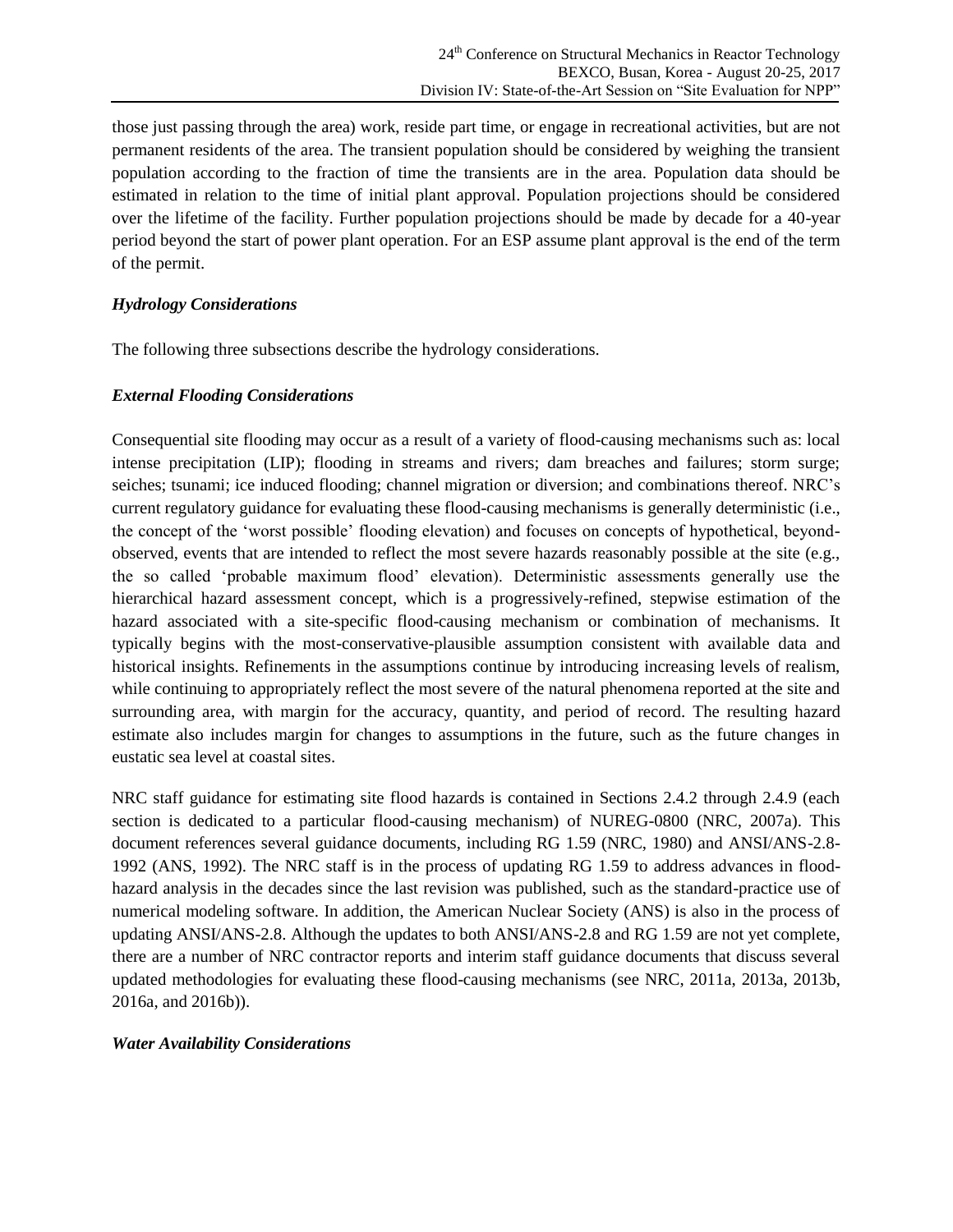those just passing through the area) work, reside part time, or engage in recreational activities, but are not permanent residents of the area. The transient population should be considered by weighing the transient population according to the fraction of time the transients are in the area. Population data should be estimated in relation to the time of initial plant approval. Population projections should be considered over the lifetime of the facility. Further population projections should be made by decade for a 40-year period beyond the start of power plant operation. For an ESP assume plant approval is the end of the term of the permit.

*Hydrology Considerations*

The following three subsections describe the hydrology considerations.

*External Flooding Considerations*

Consequential site flooding may occur as a result of a variety of flood-causing mechanisms such as: local intense precipitation (LIP); flooding in streams and rivers; dam breaches and failures; storm surge; seiches; tsunami; ice induced flooding; channel migration or diversion; and combinations thereof. NRC's current regulatory guidance for evaluating these flood-causing mechanisms is generally deterministic (i.e., the concept of the 'worst possible' flooding elevation) and focuses on concepts of hypothetical, beyond-observed, events that are intended to reflect the most severe hazards reasonably possible at the site (e.g., the so called 'probable maximum flood' elevation). Deterministic assessments generally use the hierarchical hazard assessment concept, which is a progressively-refined, stepwise estimation of the hazard associated with a site-specific flood-causing mechanism or combination of mechanisms. It typically begins with the most-conservative-plausible assumption consistent with available data and historical insights. Refinements in the assumptions continue by introducing increasing levels of realism, while continuing to appropriately reflect the most severe of the natural phenomena reported at the site and surrounding area, with margin for the accuracy, quantity, and period of record. The resulting hazard estimate also includes margin for changes to assumptions in the future, such as the future changes in eustatic sea level at coastal sites.

NRC staff guidance for estimating site flood hazards is contained in Sections 2.4.2 through 2.4.9 (each section is dedicated to a particular flood-causing mechanism) of NUREG-0800 (NRC, 2007a). This document references several guidance documents, including RG 1.59 (NRC, 1980) and ANSI/ANS-2.8-1992 (ANS, 1992). The NRC staff is in the process of updating RG 1.59 to address advances in flood-hazard analysis in the decades since the last revision was published, such as the standard-practice use of numerical modeling software. In addition, the American Nuclear Society (ANS) is also in the process of updating ANSI/ANS-2.8. Although the updates to both ANSI/ANS-2.8 and RG 1.59 are not yet complete, there are a number of NRC contractor reports and interim staff guidance documents that discuss several updated methodologies for evaluating these flood-causing mechanisms (see NRC, 2011a, 2013a, 2013b, 2016a, and 2016b)).

*Water Availability Considerations*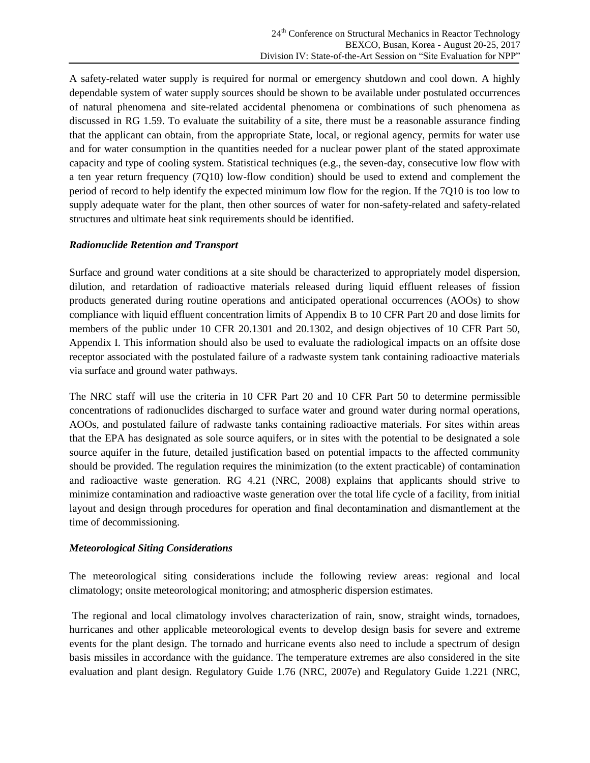A safety-related water supply is required for normal or emergency shutdown and cool down. A highly dependable system of water supply sources should be shown to be available under postulated occurrences of natural phenomena and site-related accidental phenomena or combinations of such phenomena as discussed in RG 1.59. To evaluate the suitability of a site, there must be a reasonable assurance finding that the applicant can obtain, from the appropriate State, local, or regional agency, permits for water use and for water consumption in the quantities needed for a nuclear power plant of the stated approximate capacity and type of cooling system. Statistical techniques (e.g., the seven-day, consecutive low flow with a ten year return frequency (7Q10) low-flow condition) should be used to extend and complement the period of record to help identify the expected minimum low flow for the region. If the 7Q10 is too low to supply adequate water for the plant, then other sources of water for non-safety-related and safety-related structures and ultimate heat sink requirements should be identified.

### *Radionuclide Retention and Transport*

Surface and ground water conditions at a site should be characterized to appropriately model dispersion, dilution, and retardation of radioactive materials released during liquid effluent releases of fission products generated during routine operations and anticipated operational occurrences (AOOs) to show compliance with liquid effluent concentration limits of Appendix B to 10 CFR Part 20 and dose limits for members of the public under 10 CFR 20.1301 and 20.1302, and design objectives of 10 CFR Part 50, Appendix I. This information should also be used to evaluate the radiological impacts on an offsite dose receptor associated with the postulated failure of a radwaste system tank containing radioactive materials via surface and ground water pathways.

The NRC staff will use the criteria in 10 CFR Part 20 and 10 CFR Part 50 to determine permissible concentrations of radionuclides discharged to surface water and ground water during normal operations, AOOs, and postulated failure of radwaste tanks containing radioactive materials. For sites within areas that the EPA has designated as sole source aquifers, or in sites with the potential to be designated a sole source aquifer in the future, detailed justification based on potential impacts to the affected community should be provided. The regulation requires the minimization (to the extent practicable) of contamination and radioactive waste generation. RG 4.21 (NRC, 2008) explains that applicants should strive to minimize contamination and radioactive waste generation over the total life cycle of a facility, from initial layout and design through procedures for operation and final decontamination and dismantlement at the time of decommissioning.

### *Meteorological Siting Considerations*

The meteorological siting considerations include the following review areas: regional and local climatology; onsite meteorological monitoring; and atmospheric dispersion estimates.

The regional and local climatology involves characterization of rain, snow, straight winds, tornadoes, hurricanes and other applicable meteorological events to develop design basis for severe and extreme events for the plant design. The tornado and hurricane events also need to include a spectrum of design basis missiles in accordance with the guidance. The temperature extremes are also considered in the site evaluation and plant design. Regulatory Guide 1.76 (NRC, 2007e) and Regulatory Guide 1.221 (NRC,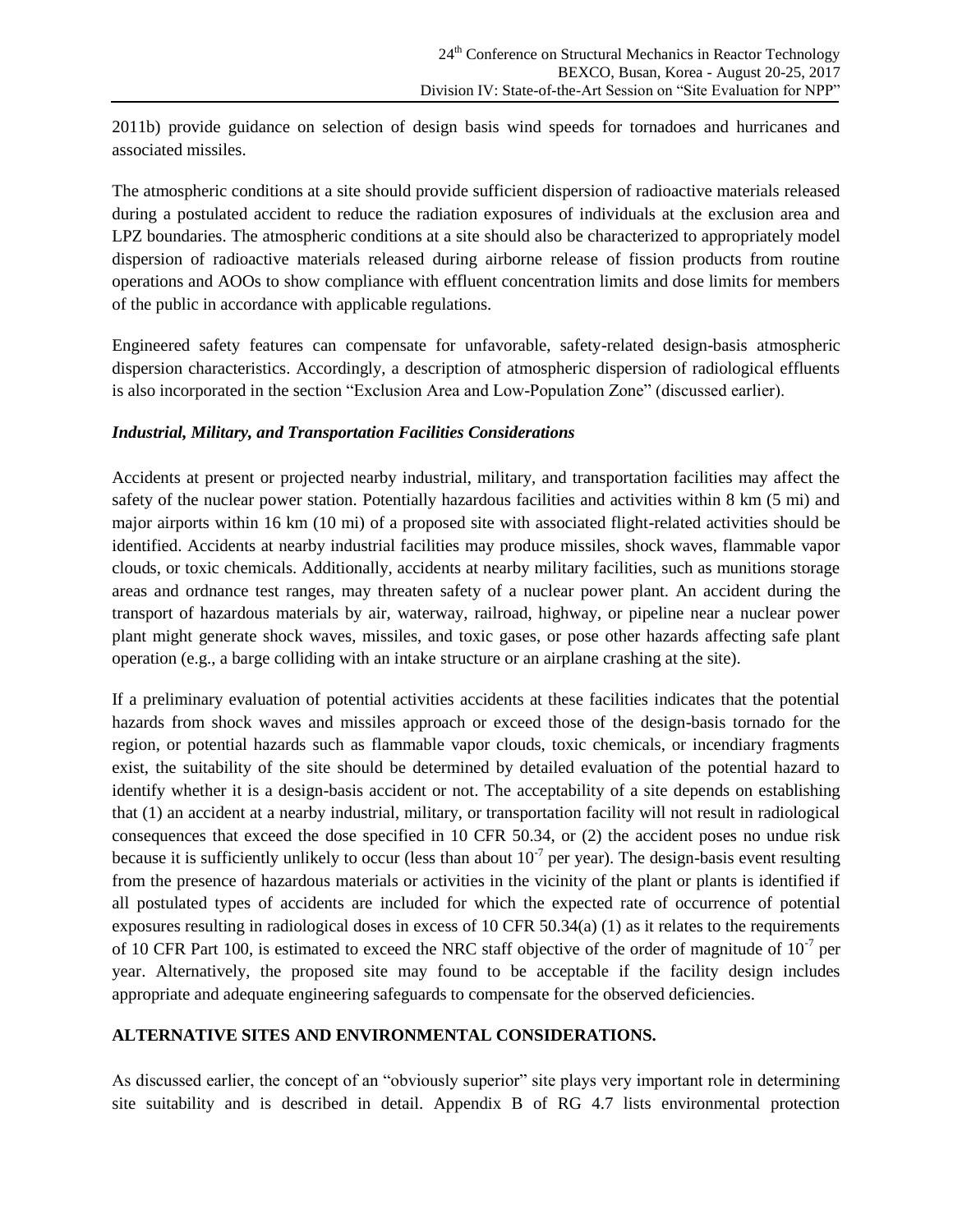2011b) provide guidance on selection of design basis wind speeds for tornadoes and hurricanes and associated missiles.

The atmospheric conditions at a site should provide sufficient dispersion of radioactive materials released during a postulated accident to reduce the radiation exposures of individuals at the exclusion area and LPZ boundaries. The atmospheric conditions at a site should also be characterized to appropriately model dispersion of radioactive materials released during airborne release of fission products from routine operations and AOOs to show compliance with effluent concentration limits and dose limits for members of the public in accordance with applicable regulations.

Engineered safety features can compensate for unfavorable, safety-related design-basis atmospheric dispersion characteristics. Accordingly, a description of atmospheric dispersion of radiological effluents is also incorporated in the section "Exclusion Area and Low-Population Zone" (discussed earlier).

***Industrial, Military, and Transportation Facilities Considerations***

Accidents at present or projected nearby industrial, military, and transportation facilities may affect the safety of the nuclear power station. Potentially hazardous facilities and activities within 8 km (5 mi) and major airports within 16 km (10 mi) of a proposed site with associated flight-related activities should be identified. Accidents at nearby industrial facilities may produce missiles, shock waves, flammable vapor clouds, or toxic chemicals. Additionally, accidents at nearby military facilities, such as munitions storage areas and ordnance test ranges, may threaten safety of a nuclear power plant. An accident during the transport of hazardous materials by air, waterway, railroad, highway, or pipeline near a nuclear power plant might generate shock waves, missiles, and toxic gases, or pose other hazards affecting safe plant operation (e.g., a barge colliding with an intake structure or an airplane crashing at the site).

If a preliminary evaluation of potential activities accidents at these facilities indicates that the potential hazards from shock waves and missiles approach or exceed those of the design-basis tornado for the region, or potential hazards such as flammable vapor clouds, toxic chemicals, or incendiary fragments exist, the suitability of the site should be determined by detailed evaluation of the potential hazard to identify whether it is a design-basis accident or not. The acceptability of a site depends on establishing that (1) an accident at a nearby industrial, military, or transportation facility will not result in radiological consequences that exceed the dose specified in 10 CFR 50.34, or (2) the accident poses no undue risk because it is sufficiently unlikely to occur (less than about $10^{-7}$ per year). The design-basis event resulting from the presence of hazardous materials or activities in the vicinity of the plant or plants is identified if all postulated types of accidents are included for which the expected rate of occurrence of potential exposures resulting in radiological doses in excess of 10 CFR 50.34(a) (1) as it relates to the requirements of 10 CFR Part 100, is estimated to exceed the NRC staff objective of the order of magnitude of $10^{-7}$ per year. Alternatively, the proposed site may found to be acceptable if the facility design includes appropriate and adequate engineering safeguards to compensate for the observed deficiencies.

## ALTERNATIVE SITES AND ENVIRONMENTAL CONSIDERATIONS.

As discussed earlier, the concept of an "obviously superior" site plays very important role in determining site suitability and is described in detail. Appendix B of RG 4.7 lists environmental protection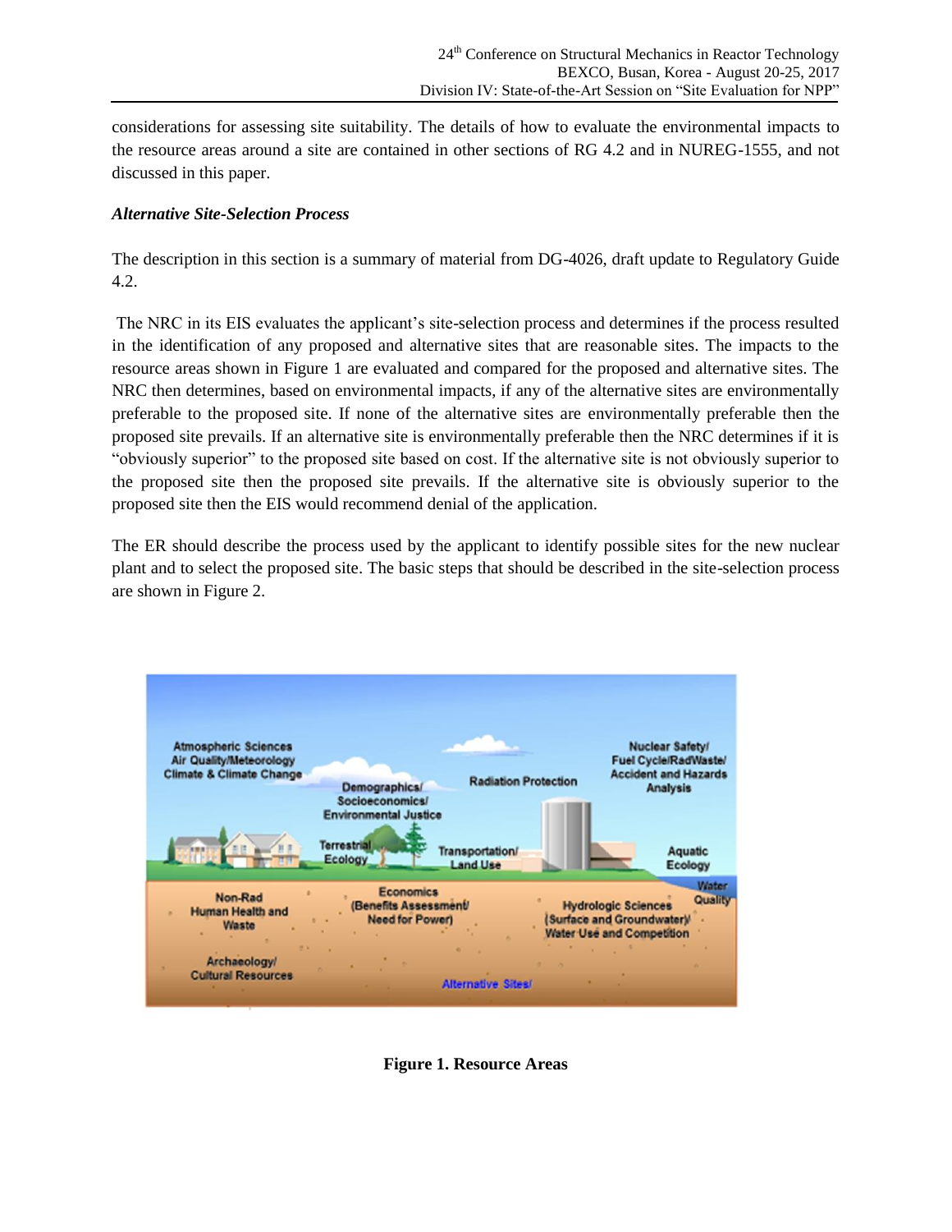considerations for assessing site suitability. The details of how to evaluate the environmental impacts to the resource areas around a site are contained in other sections of RG 4.2 and in NUREG-1555, and not discussed in this paper.

***Alternative Site-Selection Process***

The description in this section is a summary of material from DG-4026, draft update to Regulatory Guide 4.2.

The NRC in its EIS evaluates the applicant's site-selection process and determines if the process resulted in the identification of any proposed and alternative sites that are reasonable sites. The impacts to the resource areas shown in Figure 1 are evaluated and compared for the proposed and alternative sites. The NRC then determines, based on environmental impacts, if any of the alternative sites are environmentally preferable to the proposed site. If none of the alternative sites are environmentally preferable then the proposed site prevails. If an alternative site is environmentally preferable then the NRC determines if it is "obviously superior" to the proposed site based on cost. If the alternative site is not obviously superior to the proposed site then the proposed site prevails. If the alternative site is obviously superior to the proposed site then the EIS would recommend denial of the application.

The ER should describe the process used by the applicant to identify possible sites for the new nuclear plant and to select the proposed site. The basic steps that should be described in the site-selection process are shown in Figure 2.

**Figure 1. Resource Areas**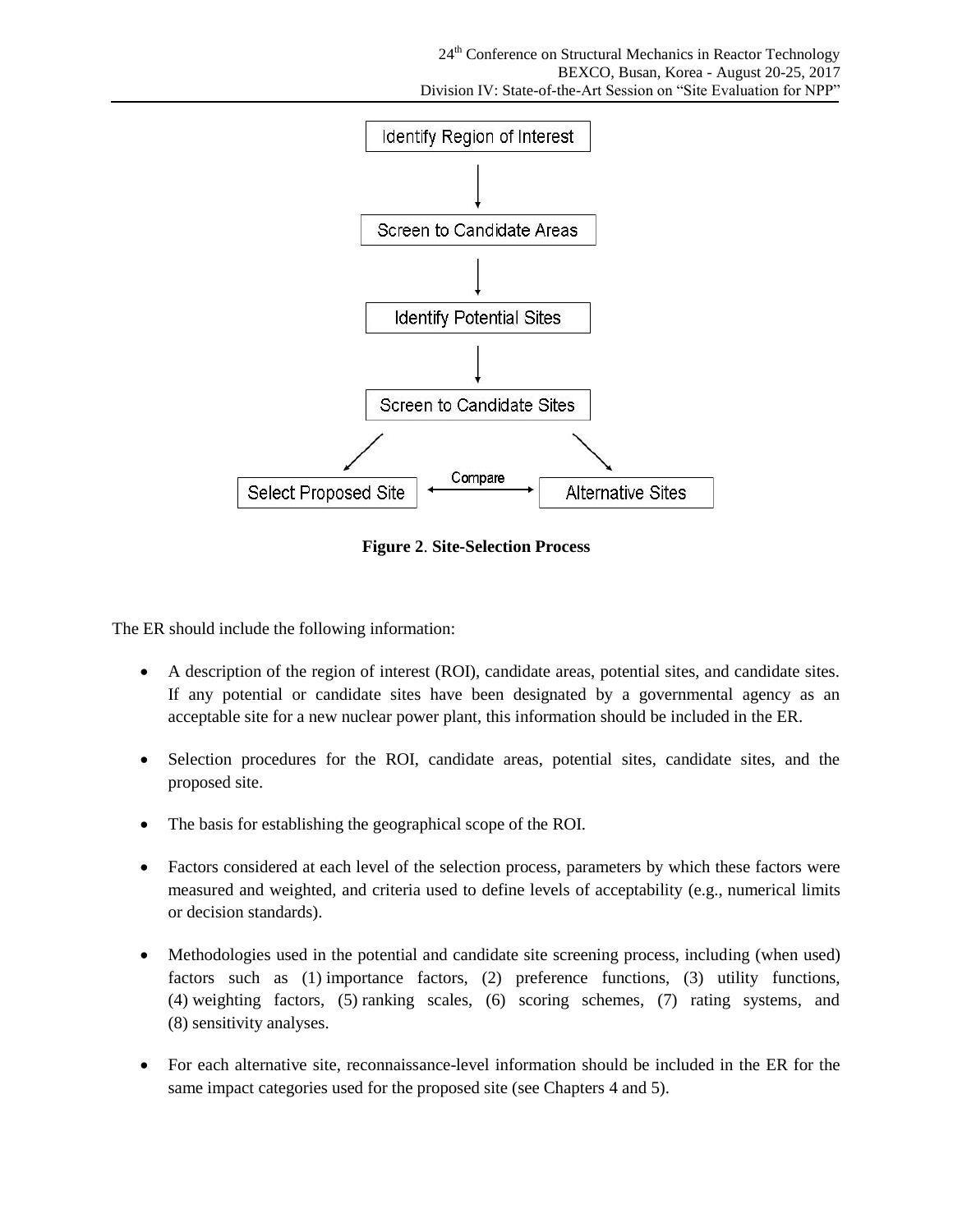**Figure 2**. **Site-Selection Process**

The ER should include the following information:

- A description of the region of interest (ROI), candidate areas, potential sites, and candidate sites. If any potential or candidate sites have been designated by a governmental agency as an acceptable site for a new nuclear power plant, this information should be included in the ER.
- Selection procedures for the ROI, candidate areas, potential sites, candidate sites, and the proposed site.
- The basis for establishing the geographical scope of the ROI.
- Factors considered at each level of the selection process, parameters by which these factors were measured and weighted, and criteria used to define levels of acceptability (e.g., numerical limits or decision standards).
- Methodologies used in the potential and candidate site screening process, including (when used) factors such as (1) importance factors, (2) preference functions, (3) utility functions, (4) weighting factors, (5) ranking scales, (6) scoring schemes, (7) rating systems, and (8) sensitivity analyses.
- For each alternative site, reconnaissance-level information should be included in the ER for the same impact categories used for the proposed site (see Chapters 4 and 5).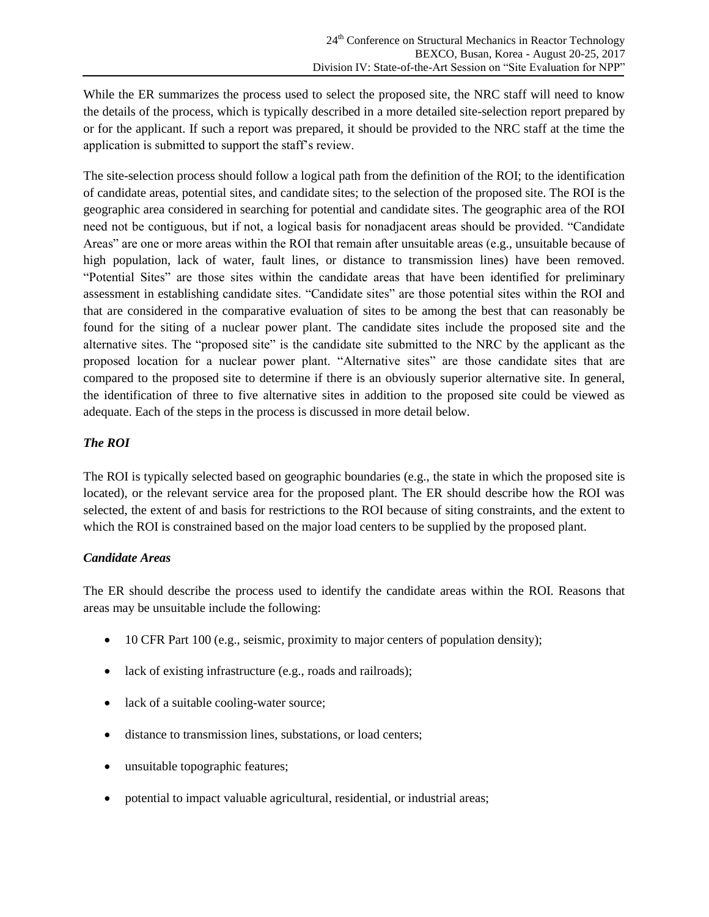While the ER summarizes the process used to select the proposed site, the NRC staff will need to know the details of the process, which is typically described in a more detailed site-selection report prepared by or for the applicant. If such a report was prepared, it should be provided to the NRC staff at the time the application is submitted to support the staff's review.

The site-selection process should follow a logical path from the definition of the ROI; to the identification of candidate areas, potential sites, and candidate sites; to the selection of the proposed site. The ROI is the geographic area considered in searching for potential and candidate sites. The geographic area of the ROI need not be contiguous, but if not, a logical basis for nonadjacent areas should be provided. "Candidate Areas" are one or more areas within the ROI that remain after unsuitable areas (e.g., unsuitable because of high population, lack of water, fault lines, or distance to transmission lines) have been removed. "Potential Sites" are those sites within the candidate areas that have been identified for preliminary assessment in establishing candidate sites. "Candidate sites" are those potential sites within the ROI and that are considered in the comparative evaluation of sites to be among the best that can reasonably be found for the siting of a nuclear power plant. The candidate sites include the proposed site and the alternative sites. The "proposed site" is the candidate site submitted to the NRC by the applicant as the proposed location for a nuclear power plant. "Alternative sites" are those candidate sites that are compared to the proposed site to determine if there is an obviously superior alternative site. In general, the identification of three to five alternative sites in addition to the proposed site could be viewed as adequate. Each of the steps in the process is discussed in more detail below.

### *The ROI*

The ROI is typically selected based on geographic boundaries (e.g., the state in which the proposed site is located), or the relevant service area for the proposed plant. The ER should describe how the ROI was selected, the extent of and basis for restrictions to the ROI because of siting constraints, and the extent to which the ROI is constrained based on the major load centers to be supplied by the proposed plant.

### *Candidate Areas*

The ER should describe the process used to identify the candidate areas within the ROI. Reasons that areas may be unsuitable include the following:

- 10 CFR Part 100 (e.g., seismic, proximity to major centers of population density);
- lack of existing infrastructure (e.g., roads and railroads);
- lack of a suitable cooling-water source;
- distance to transmission lines, substations, or load centers;
- unsuitable topographic features;
- potential to impact valuable agricultural, residential, or industrial areas;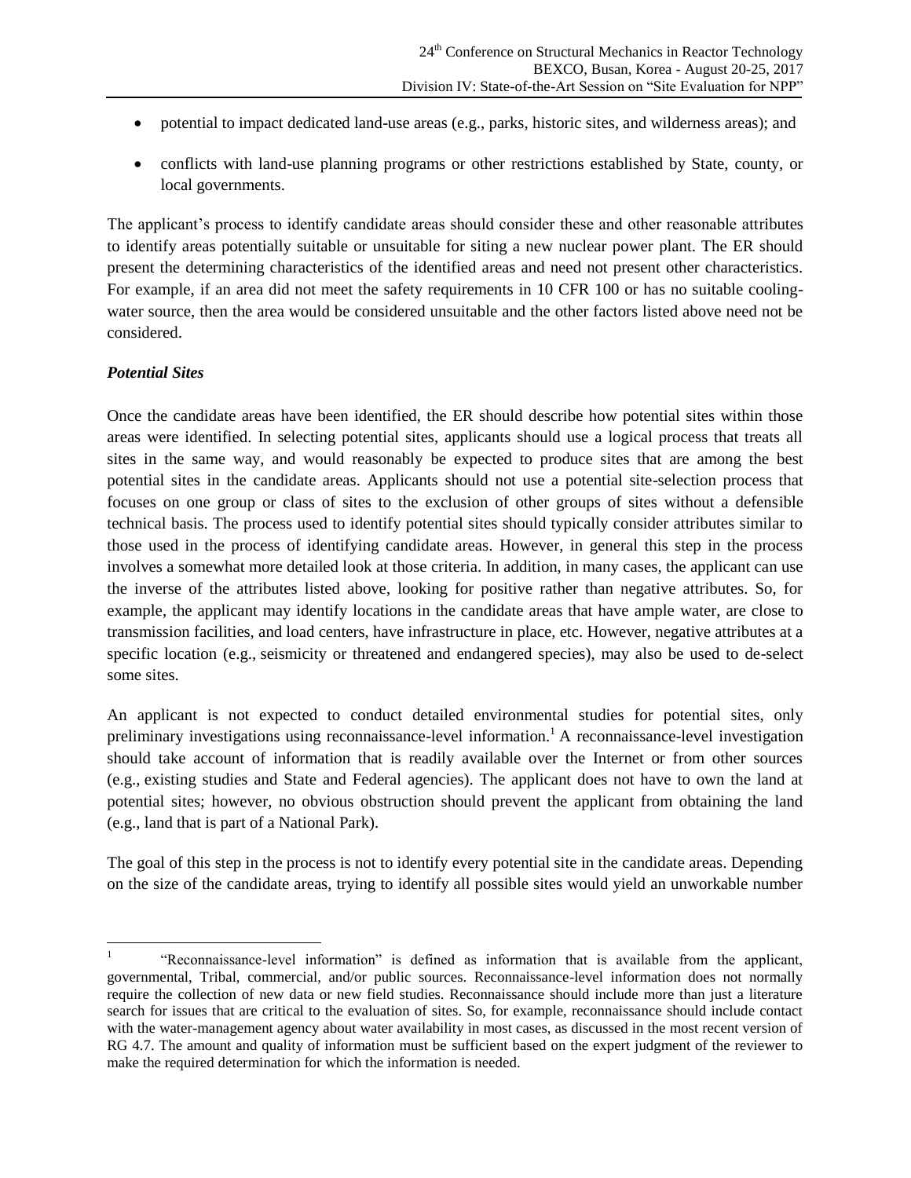- potential to impact dedicated land-use areas (e.g., parks, historic sites, and wilderness areas); and
- conflicts with land-use planning programs or other restrictions established by State, county, or local governments.

The applicant's process to identify candidate areas should consider these and other reasonable attributes to identify areas potentially suitable or unsuitable for siting a new nuclear power plant. The ER should present the determining characteristics of the identified areas and need not present other characteristics. For example, if an area did not meet the safety requirements in 10 CFR 100 or has no suitable cooling-water source, then the area would be considered unsuitable and the other factors listed above need not be considered.

***Potential Sites***

Once the candidate areas have been identified, the ER should describe how potential sites within those areas were identified. In selecting potential sites, applicants should use a logical process that treats all sites in the same way, and would reasonably be expected to produce sites that are among the best potential sites in the candidate areas. Applicants should not use a potential site-selection process that focuses on one group or class of sites to the exclusion of other groups of sites without a defensible technical basis. The process used to identify potential sites should typically consider attributes similar to those used in the process of identifying candidate areas. However, in general this step in the process involves a somewhat more detailed look at those criteria. In addition, in many cases, the applicant can use the inverse of the attributes listed above, looking for positive rather than negative attributes. So, for example, the applicant may identify locations in the candidate areas that have ample water, are close to transmission facilities, and load centers, have infrastructure in place, etc. However, negative attributes at a specific location (e.g., seismicity or threatened and endangered species), may also be used to de-select some sites.

An applicant is not expected to conduct detailed environmental studies for potential sites, only preliminary investigations using reconnaissance-level information.[1] A reconnaissance-level investigation should take account of information that is readily available over the Internet or from other sources (e.g., existing studies and State and Federal agencies). The applicant does not have to own the land at potential sites; however, no obvious obstruction should prevent the applicant from obtaining the land (e.g., land that is part of a National Park).

The goal of this step in the process is not to identify every potential site in the candidate areas. Depending on the size of the candidate areas, trying to identify all possible sites would yield an unworkable number

[1] "Reconnaissance-level information" is defined as information that is available from the applicant, governmental, Tribal, commercial, and/or public sources. Reconnaissance-level information does not normally require the collection of new data or new field studies. Reconnaissance should include more than just a literature search for issues that are critical to the evaluation of sites. So, for example, reconnaissance should include contact with the water-management agency about water availability in most cases, as discussed in the most recent version of RG 4.7. The amount and quality of information must be sufficient based on the expert judgment of the reviewer to make the required determination for which the information is needed.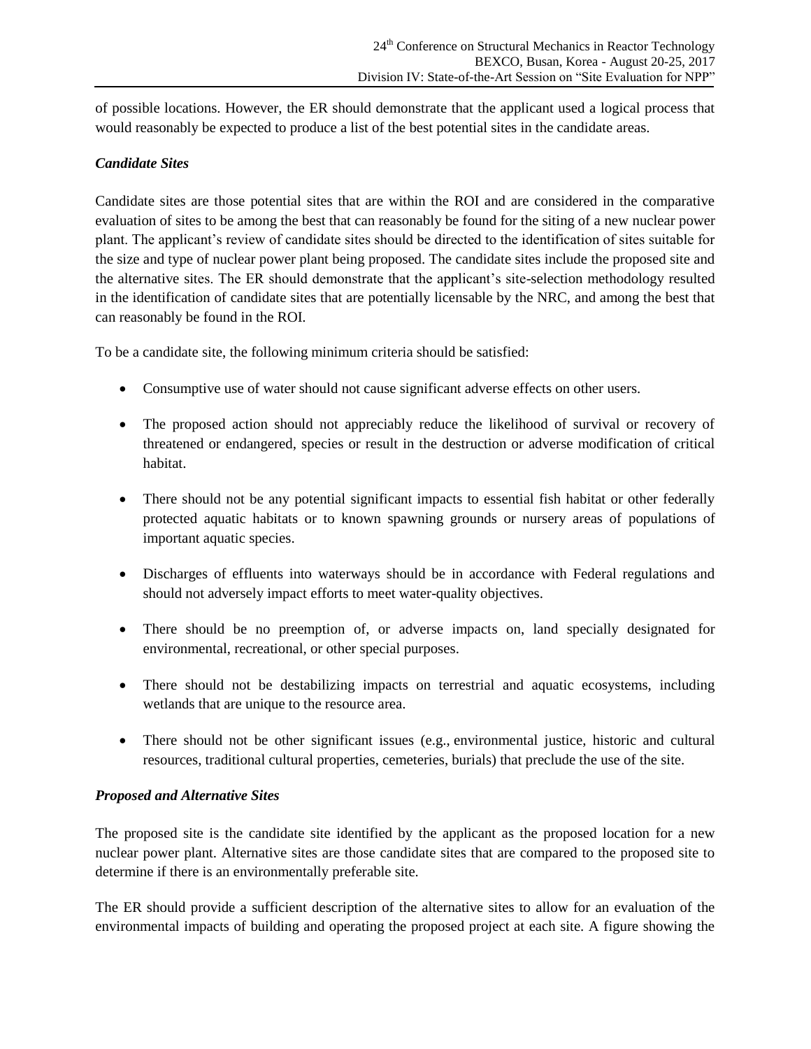of possible locations. However, the ER should demonstrate that the applicant used a logical process that would reasonably be expected to produce a list of the best potential sites in the candidate areas.

***Candidate Sites***

Candidate sites are those potential sites that are within the ROI and are considered in the comparative evaluation of sites to be among the best that can reasonably be found for the siting of a new nuclear power plant. The applicant's review of candidate sites should be directed to the identification of sites suitable for the size and type of nuclear power plant being proposed. The candidate sites include the proposed site and the alternative sites. The ER should demonstrate that the applicant's site-selection methodology resulted in the identification of candidate sites that are potentially licensable by the NRC, and among the best that can reasonably be found in the ROI.

To be a candidate site, the following minimum criteria should be satisfied:

- Consumptive use of water should not cause significant adverse effects on other users.
- The proposed action should not appreciably reduce the likelihood of survival or recovery of threatened or endangered, species or result in the destruction or adverse modification of critical habitat.
- There should not be any potential significant impacts to essential fish habitat or other federally protected aquatic habitats or to known spawning grounds or nursery areas of populations of important aquatic species.
- Discharges of effluents into waterways should be in accordance with Federal regulations and should not adversely impact efforts to meet water-quality objectives.
- There should be no preemption of, or adverse impacts on, land specially designated for environmental, recreational, or other special purposes.
- There should not be destabilizing impacts on terrestrial and aquatic ecosystems, including wetlands that are unique to the resource area.
- There should not be other significant issues (e.g., environmental justice, historic and cultural resources, traditional cultural properties, cemeteries, burials) that preclude the use of the site.

***Proposed and Alternative Sites***

The proposed site is the candidate site identified by the applicant as the proposed location for a new nuclear power plant. Alternative sites are those candidate sites that are compared to the proposed site to determine if there is an environmentally preferable site.

The ER should provide a sufficient description of the alternative sites to allow for an evaluation of the environmental impacts of building and operating the proposed project at each site. A figure showing the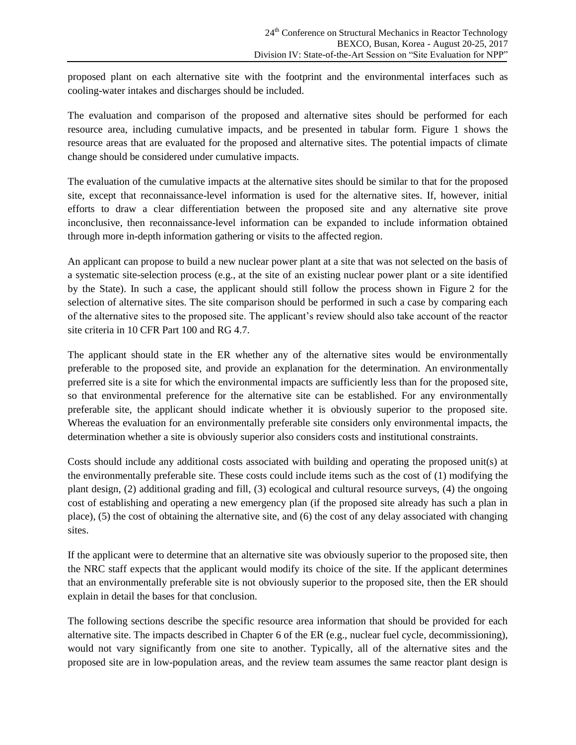proposed plant on each alternative site with the footprint and the environmental interfaces such as cooling-water intakes and discharges should be included.

The evaluation and comparison of the proposed and alternative sites should be performed for each resource area, including cumulative impacts, and be presented in tabular form. Figure 1 shows the resource areas that are evaluated for the proposed and alternative sites. The potential impacts of climate change should be considered under cumulative impacts.

The evaluation of the cumulative impacts at the alternative sites should be similar to that for the proposed site, except that reconnaissance-level information is used for the alternative sites. If, however, initial efforts to draw a clear differentiation between the proposed site and any alternative site prove inconclusive, then reconnaissance-level information can be expanded to include information obtained through more in-depth information gathering or visits to the affected region.

An applicant can propose to build a new nuclear power plant at a site that was not selected on the basis of a systematic site-selection process (e.g., at the site of an existing nuclear power plant or a site identified by the State). In such a case, the applicant should still follow the process shown in Figure 2 for the selection of alternative sites. The site comparison should be performed in such a case by comparing each of the alternative sites to the proposed site. The applicant's review should also take account of the reactor site criteria in 10 CFR Part 100 and RG 4.7.

The applicant should state in the ER whether any of the alternative sites would be environmentally preferable to the proposed site, and provide an explanation for the determination. An environmentally preferred site is a site for which the environmental impacts are sufficiently less than for the proposed site, so that environmental preference for the alternative site can be established. For any environmentally preferable site, the applicant should indicate whether it is obviously superior to the proposed site. Whereas the evaluation for an environmentally preferable site considers only environmental impacts, the determination whether a site is obviously superior also considers costs and institutional constraints.

Costs should include any additional costs associated with building and operating the proposed unit(s) at the environmentally preferable site. These costs could include items such as the cost of (1) modifying the plant design, (2) additional grading and fill, (3) ecological and cultural resource surveys, (4) the ongoing cost of establishing and operating a new emergency plan (if the proposed site already has such a plan in place), (5) the cost of obtaining the alternative site, and (6) the cost of any delay associated with changing sites.

If the applicant were to determine that an alternative site was obviously superior to the proposed site, then the NRC staff expects that the applicant would modify its choice of the site. If the applicant determines that an environmentally preferable site is not obviously superior to the proposed site, then the ER should explain in detail the bases for that conclusion.

The following sections describe the specific resource area information that should be provided for each alternative site. The impacts described in Chapter 6 of the ER (e.g., nuclear fuel cycle, decommissioning), would not vary significantly from one site to another. Typically, all of the alternative sites and the proposed site are in low-population areas, and the review team assumes the same reactor plant design is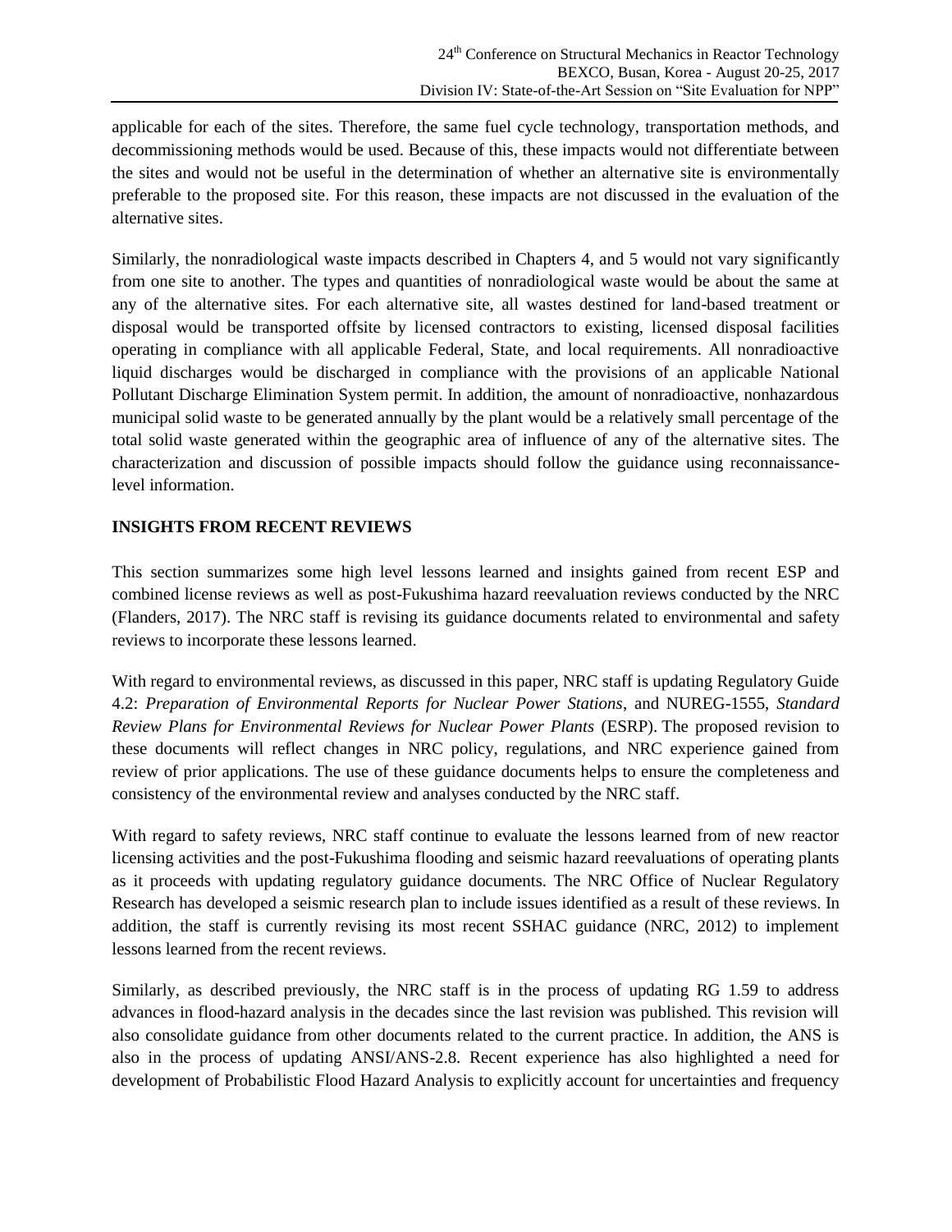applicable for each of the sites. Therefore, the same fuel cycle technology, transportation methods, and decommissioning methods would be used. Because of this, these impacts would not differentiate between the sites and would not be useful in the determination of whether an alternative site is environmentally preferable to the proposed site. For this reason, these impacts are not discussed in the evaluation of the alternative sites.

Similarly, the nonradiological waste impacts described in Chapters 4, and 5 would not vary significantly from one site to another. The types and quantities of nonradiological waste would be about the same at any of the alternative sites. For each alternative site, all wastes destined for land-based treatment or disposal would be transported offsite by licensed contractors to existing, licensed disposal facilities operating in compliance with all applicable Federal, State, and local requirements. All nonradioactive liquid discharges would be discharged in compliance with the provisions of an applicable National Pollutant Discharge Elimination System permit. In addition, the amount of nonradioactive, nonhazardous municipal solid waste to be generated annually by the plant would be a relatively small percentage of the total solid waste generated within the geographic area of influence of any of the alternative sites. The characterization and discussion of possible impacts should follow the guidance using reconnaissance-level information.

## INSIGHTS FROM RECENT REVIEWS

This section summarizes some high level lessons learned and insights gained from recent ESP and combined license reviews as well as post-Fukushima hazard reevaluation reviews conducted by the NRC (Flanders, 2017). The NRC staff is revising its guidance documents related to environmental and safety reviews to incorporate these lessons learned.

With regard to environmental reviews, as discussed in this paper, NRC staff is updating Regulatory Guide 4.2: *Preparation of Environmental Reports for Nuclear Power Stations*, and NUREG-1555, *Standard Review Plans for Environmental Reviews for Nuclear Power Plants* (ESRP). The proposed revision to these documents will reflect changes in NRC policy, regulations, and NRC experience gained from review of prior applications. The use of these guidance documents helps to ensure the completeness and consistency of the environmental review and analyses conducted by the NRC staff.

With regard to safety reviews, NRC staff continue to evaluate the lessons learned from of new reactor licensing activities and the post-Fukushima flooding and seismic hazard reevaluations of operating plants as it proceeds with updating regulatory guidance documents. The NRC Office of Nuclear Regulatory Research has developed a seismic research plan to include issues identified as a result of these reviews. In addition, the staff is currently revising its most recent SSHAC guidance (NRC, 2012) to implement lessons learned from the recent reviews.

Similarly, as described previously, the NRC staff is in the process of updating RG 1.59 to address advances in flood-hazard analysis in the decades since the last revision was published. This revision will also consolidate guidance from other documents related to the current practice. In addition, the ANS is also in the process of updating ANSI/ANS-2.8. Recent experience has also highlighted a need for development of Probabilistic Flood Hazard Analysis to explicitly account for uncertainties and frequency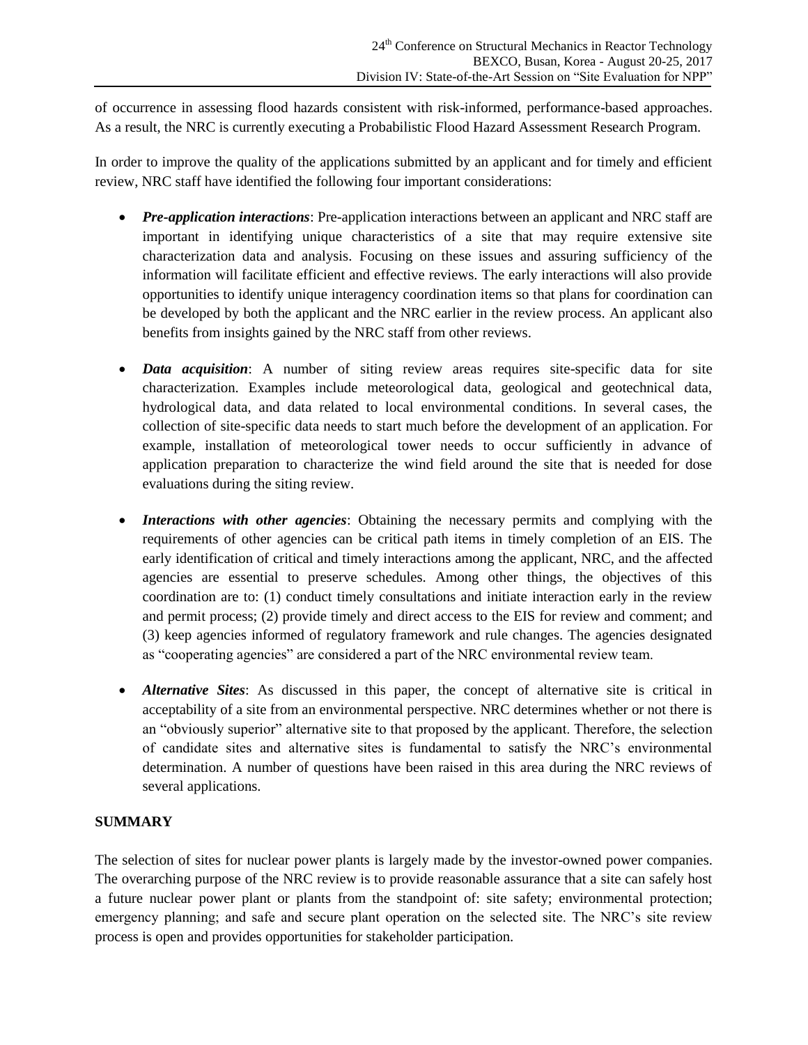of occurrence in assessing flood hazards consistent with risk-informed, performance-based approaches. As a result, the NRC is currently executing a Probabilistic Flood Hazard Assessment Research Program.

In order to improve the quality of the applications submitted by an applicant and for timely and efficient review, NRC staff have identified the following four important considerations:

- ***Pre-application interactions***: Pre-application interactions between an applicant and NRC staff are important in identifying unique characteristics of a site that may require extensive site characterization data and analysis. Focusing on these issues and assuring sufficiency of the information will facilitate efficient and effective reviews. The early interactions will also provide opportunities to identify unique interagency coordination items so that plans for coordination can be developed by both the applicant and the NRC earlier in the review process. An applicant also benefits from insights gained by the NRC staff from other reviews.

- ***Data acquisition***: A number of siting review areas requires site-specific data for site characterization. Examples include meteorological data, geological and geotechnical data, hydrological data, and data related to local environmental conditions. In several cases, the collection of site-specific data needs to start much before the development of an application. For example, installation of meteorological tower needs to occur sufficiently in advance of application preparation to characterize the wind field around the site that is needed for dose evaluations during the siting review.

- ***Interactions with other agencies***: Obtaining the necessary permits and complying with the requirements of other agencies can be critical path items in timely completion of an EIS. The early identification of critical and timely interactions among the applicant, NRC, and the affected agencies are essential to preserve schedules. Among other things, the objectives of this coordination are to: (1) conduct timely consultations and initiate interaction early in the review and permit process; (2) provide timely and direct access to the EIS for review and comment; and (3) keep agencies informed of regulatory framework and rule changes. The agencies designated as "cooperating agencies" are considered a part of the NRC environmental review team.

- ***Alternative Sites***: As discussed in this paper, the concept of alternative site is critical in acceptability of a site from an environmental perspective. NRC determines whether or not there is an "obviously superior" alternative site to that proposed by the applicant. Therefore, the selection of candidate sites and alternative sites is fundamental to satisfy the NRC's environmental determination. A number of questions have been raised in this area during the NRC reviews of several applications.

## SUMMARY

The selection of sites for nuclear power plants is largely made by the investor-owned power companies. The overarching purpose of the NRC review is to provide reasonable assurance that a site can safely host a future nuclear power plant or plants from the standpoint of: site safety; environmental protection; emergency planning; and safe and secure plant operation on the selected site. The NRC's site review process is open and provides opportunities for stakeholder participation.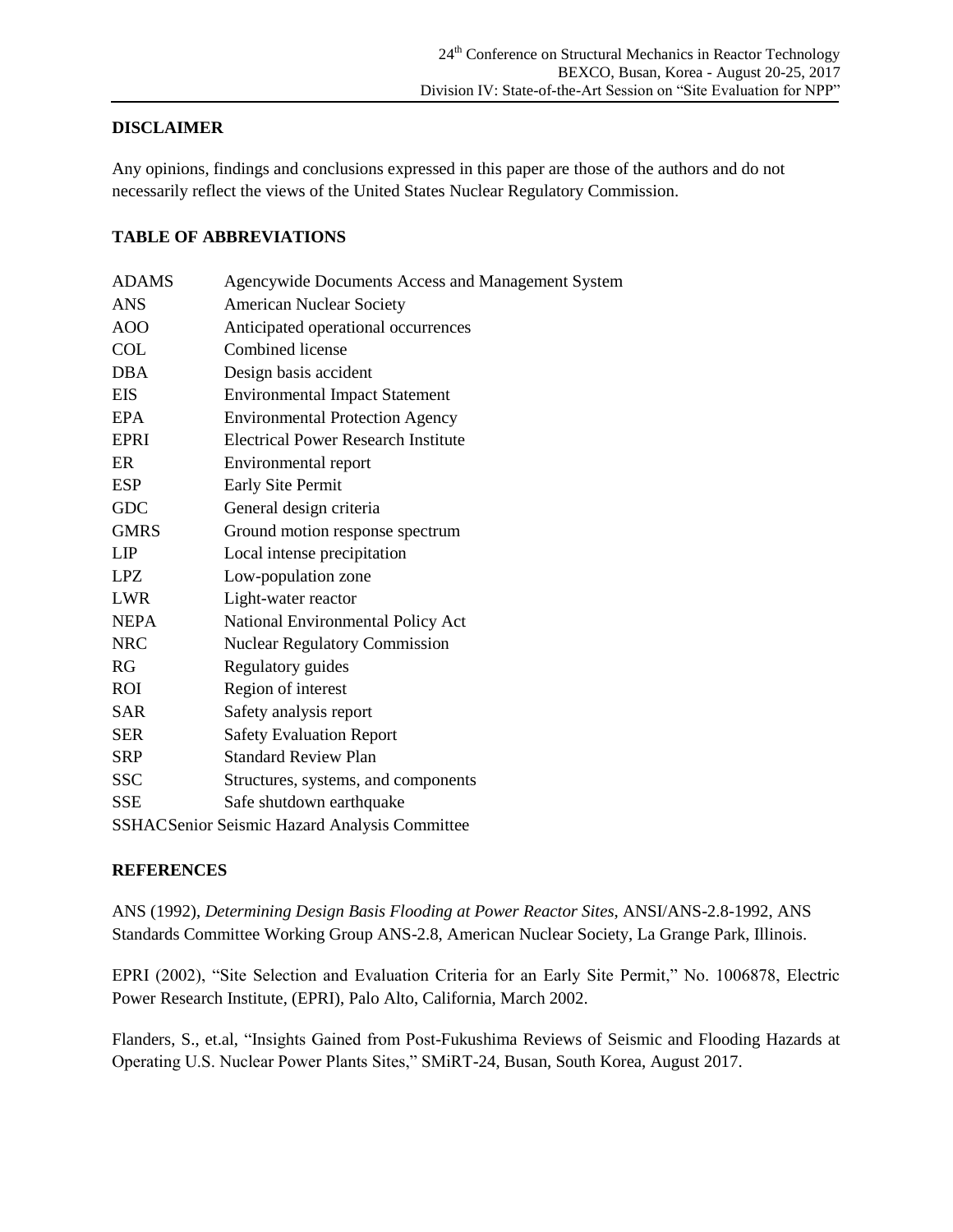## DISCLAIMER

Any opinions, findings and conclusions expressed in this paper are those of the authors and do not necessarily reflect the views of the United States Nuclear Regulatory Commission.

## TABLE OF ABBREVIATIONS

| | |
|---|---|
| ADAMS | Agencywide Documents Access and Management System |
| ANS | American Nuclear Society |
| AOO | Anticipated operational occurrences |
| COL | Combined license |
| DBA | Design basis accident |
| EIS | Environmental Impact Statement |
| EPA | Environmental Protection Agency |
| EPRI | Electrical Power Research Institute |
| ER | Environmental report |
| ESP | Early Site Permit |
| GDC | General design criteria |
| GMRS | Ground motion response spectrum |
| LIP | Local intense precipitation |
| LPZ | Low-population zone |
| LWR | Light-water reactor |
| NEPA | National Environmental Policy Act |
| NRC | Nuclear Regulatory Commission |
| RG | Regulatory guides |
| ROI | Region of interest |
| SAR | Safety analysis report |
| SER | Safety Evaluation Report |
| SRP | Standard Review Plan |
| SSC | Structures, systems, and components |
| SSE | Safe shutdown earthquake |
| SSHAC | Senior Seismic Hazard Analysis Committee |

## REFERENCES

ANS (1992), *Determining Design Basis Flooding at Power Reactor Sites*, ANSI/ANS-2.8-1992, ANS Standards Committee Working Group ANS-2.8, American Nuclear Society, La Grange Park, Illinois.

EPRI (2002), "Site Selection and Evaluation Criteria for an Early Site Permit," No. 1006878, Electric Power Research Institute, (EPRI), Palo Alto, California, March 2002.

Flanders, S., et.al, "Insights Gained from Post-Fukushima Reviews of Seismic and Flooding Hazards at Operating U.S. Nuclear Power Plants Sites," SMiRT-24, Busan, South Korea, August 2017.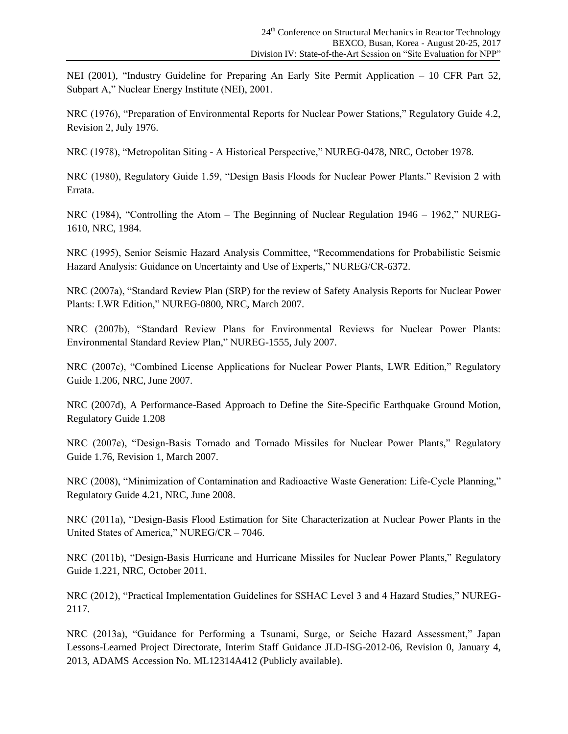NEI (2001), “Industry Guideline for Preparing An Early Site Permit Application – 10 CFR Part 52, Subpart A,” Nuclear Energy Institute (NEI), 2001.

NRC (1976), “Preparation of Environmental Reports for Nuclear Power Stations,” Regulatory Guide 4.2, Revision 2, July 1976.

NRC (1978), “Metropolitan Siting - A Historical Perspective,” NUREG-0478, NRC, October 1978.

NRC (1980), Regulatory Guide 1.59, “Design Basis Floods for Nuclear Power Plants.” Revision 2 with Errata.

NRC (1984), “Controlling the Atom – The Beginning of Nuclear Regulation 1946 – 1962,” NUREG-1610, NRC, 1984.

NRC (1995), Senior Seismic Hazard Analysis Committee, “Recommendations for Probabilistic Seismic Hazard Analysis: Guidance on Uncertainty and Use of Experts,” NUREG/CR-6372.

NRC (2007a), “Standard Review Plan (SRP) for the review of Safety Analysis Reports for Nuclear Power Plants: LWR Edition,” NUREG-0800, NRC, March 2007.

NRC (2007b), “Standard Review Plans for Environmental Reviews for Nuclear Power Plants: Environmental Standard Review Plan,” NUREG-1555, July 2007.

NRC (2007c), “Combined License Applications for Nuclear Power Plants, LWR Edition,” Regulatory Guide 1.206, NRC, June 2007.

NRC (2007d), A Performance-Based Approach to Define the Site-Specific Earthquake Ground Motion, Regulatory Guide 1.208

NRC (2007e), “Design-Basis Tornado and Tornado Missiles for Nuclear Power Plants,” Regulatory Guide 1.76, Revision 1, March 2007.

NRC (2008), “Minimization of Contamination and Radioactive Waste Generation: Life-Cycle Planning,” Regulatory Guide 4.21, NRC, June 2008.

NRC (2011a), “Design-Basis Flood Estimation for Site Characterization at Nuclear Power Plants in the United States of America,” NUREG/CR – 7046.

NRC (2011b), “Design-Basis Hurricane and Hurricane Missiles for Nuclear Power Plants,” Regulatory Guide 1.221, NRC, October 2011.

NRC (2012), “Practical Implementation Guidelines for SSHAC Level 3 and 4 Hazard Studies,” NUREG-2117.

NRC (2013a), “Guidance for Performing a Tsunami, Surge, or Seiche Hazard Assessment,” Japan Lessons-Learned Project Directorate, Interim Staff Guidance JLD-ISG-2012-06, Revision 0, January 4, 2013, ADAMS Accession No. ML12314A412 (Publicly available).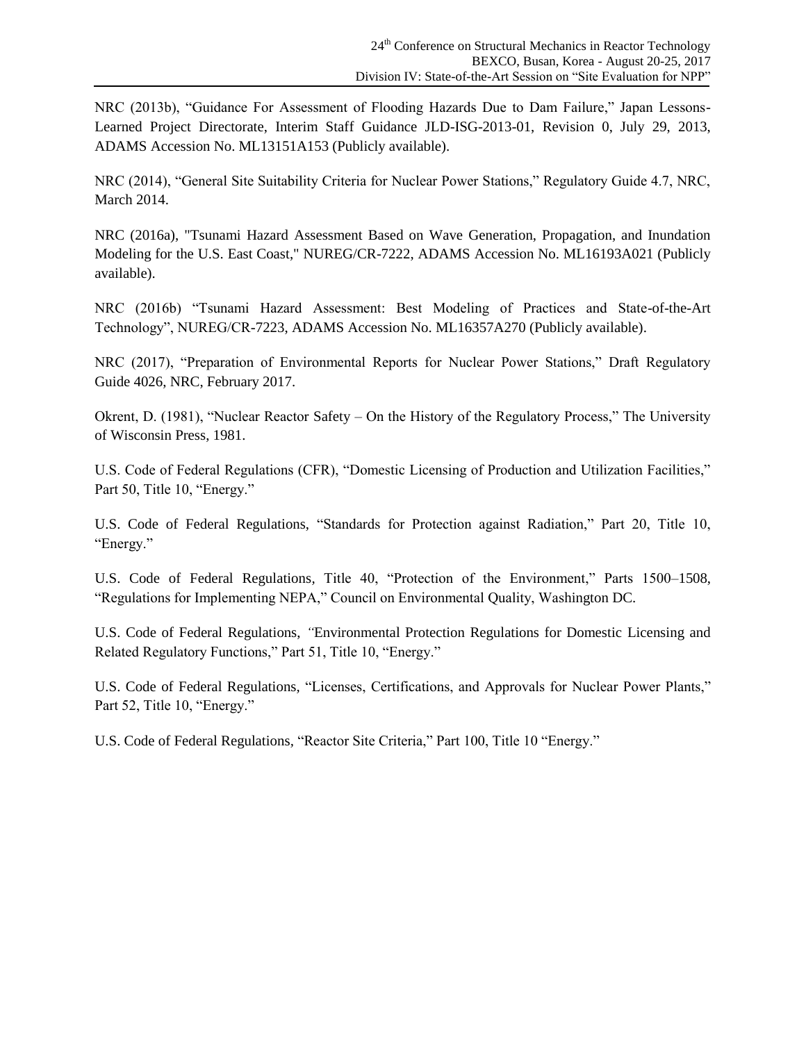NRC (2013b), "Guidance For Assessment of Flooding Hazards Due to Dam Failure," Japan Lessons-Learned Project Directorate, Interim Staff Guidance JLD-ISG-2013-01, Revision 0, July 29, 2013, ADAMS Accession No. ML13151A153 (Publicly available).

NRC (2014), "General Site Suitability Criteria for Nuclear Power Stations," Regulatory Guide 4.7, NRC, March 2014.

NRC (2016a), "Tsunami Hazard Assessment Based on Wave Generation, Propagation, and Inundation Modeling for the U.S. East Coast," NUREG/CR-7222, ADAMS Accession No. ML16193A021 (Publicly available).

NRC (2016b) "Tsunami Hazard Assessment: Best Modeling of Practices and State-of-the-Art Technology", NUREG/CR-7223, ADAMS Accession No. ML16357A270 (Publicly available).

NRC (2017), "Preparation of Environmental Reports for Nuclear Power Stations," Draft Regulatory Guide 4026, NRC, February 2017.

Okrent, D. (1981), "Nuclear Reactor Safety – On the History of the Regulatory Process," The University of Wisconsin Press, 1981.

U.S. Code of Federal Regulations (CFR), "Domestic Licensing of Production and Utilization Facilities," Part 50, Title 10, "Energy."

U.S. Code of Federal Regulations, "Standards for Protection against Radiation," Part 20, Title 10, "Energy."

U.S. Code of Federal Regulations, Title 40, "Protection of the Environment," Parts 1500–1508, "Regulations for Implementing NEPA," Council on Environmental Quality, Washington DC.

U.S. Code of Federal Regulations, "Environmental Protection Regulations for Domestic Licensing and Related Regulatory Functions," Part 51, Title 10, "Energy."

U.S. Code of Federal Regulations, "Licenses, Certifications, and Approvals for Nuclear Power Plants," Part 52, Title 10, "Energy."

U.S. Code of Federal Regulations, "Reactor Site Criteria," Part 100, Title 10 "Energy."